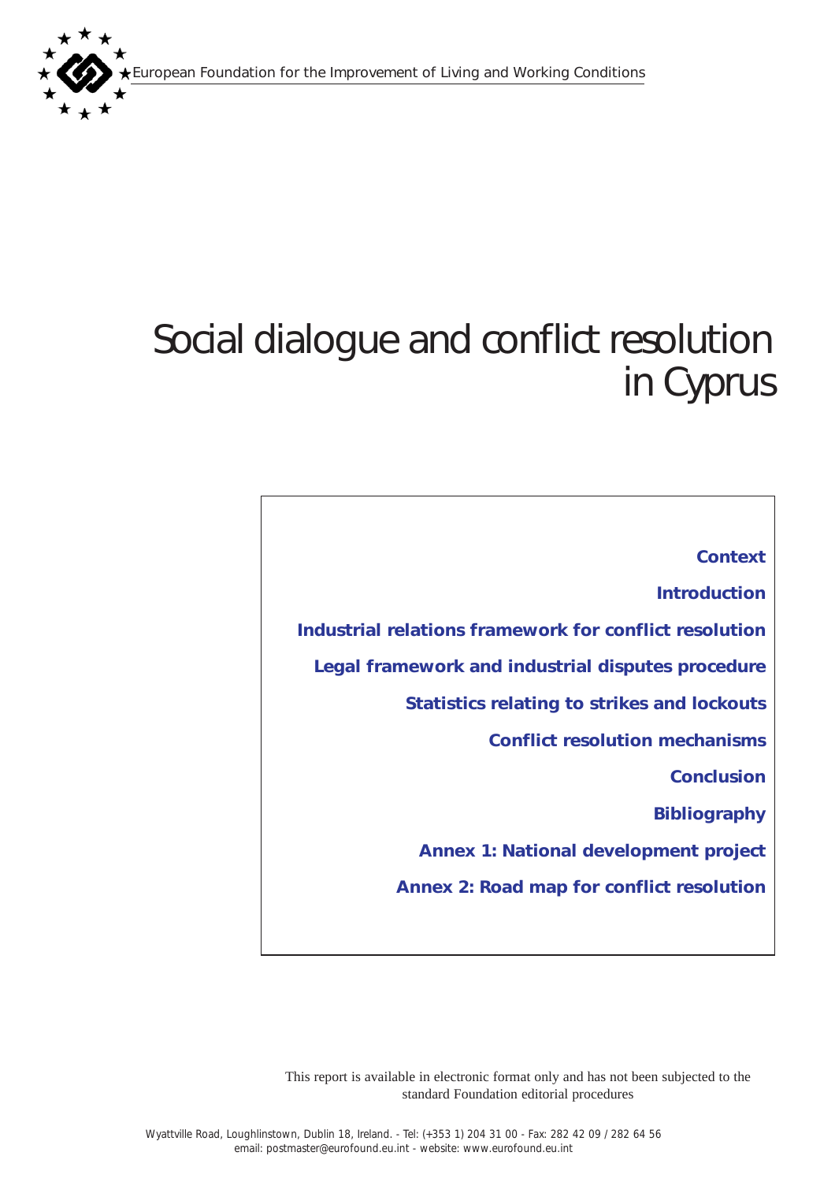European Foundation for the Improvement of Living and Working Conditions

# Social dialogue and conflict resolution in Cyprus

- **Context**
- **Introduction**
- **Industrial relations framework for conflict resolution**
- **Legal framework and industrial disputes procedure**
- **Statistics relating to strikes and lockouts**
- **Conflict resolution mechanisms**
- **Conclusion**
- **Bibliography**
- **Annex 1: National development project**
- **Annex 2: Road map for conflict resolution**

This report is available in electronic format only and has not been subjected to the standard Foundation editorial procedures

Wyattville Road, Loughlinstown, Dublin 18, Ireland. - Tel: (+353 1) 204 31 00 - Fax: 282 42 09 / 282 64 56
email: postmaster@eurofound.eu.int - website: www.eurofound.eu.int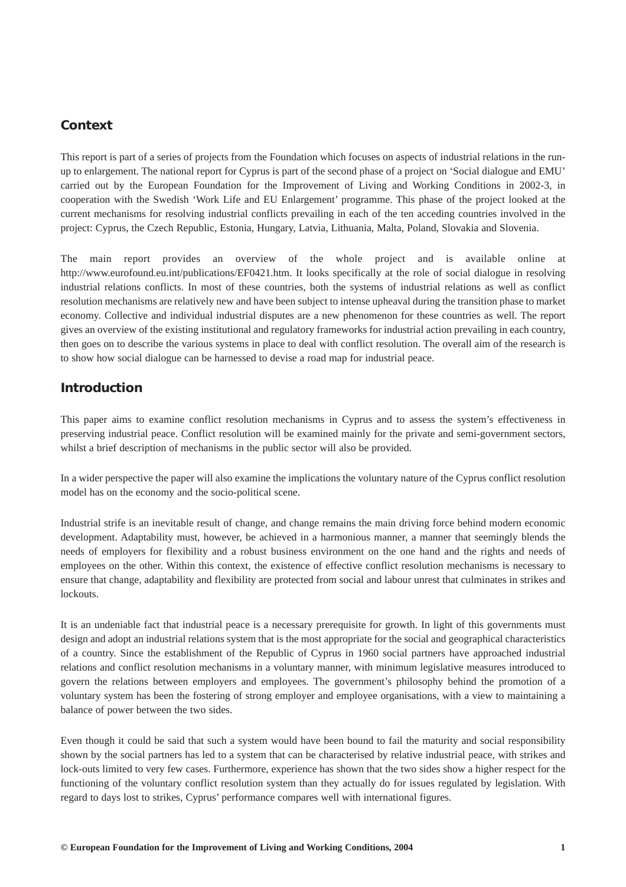## Context

This report is part of a series of projects from the Foundation which focuses on aspects of industrial relations in the run-up to enlargement. The national report for Cyprus is part of the second phase of a project on 'Social dialogue and EMU' carried out by the European Foundation for the Improvement of Living and Working Conditions in 2002-3, in cooperation with the Swedish 'Work Life and EU Enlargement' programme. This phase of the project looked at the current mechanisms for resolving industrial conflicts prevailing in each of the ten acceding countries involved in the project: Cyprus, the Czech Republic, Estonia, Hungary, Latvia, Lithuania, Malta, Poland, Slovakia and Slovenia.

The main report provides an overview of the whole project and is available online at http://www.eurofound.eu.int/publications/EF0421.htm. It looks specifically at the role of social dialogue in resolving industrial relations conflicts. In most of these countries, both the systems of industrial relations as well as conflict resolution mechanisms are relatively new and have been subject to intense upheaval during the transition phase to market economy. Collective and individual industrial disputes are a new phenomenon for these countries as well. The report gives an overview of the existing institutional and regulatory frameworks for industrial action prevailing in each country, then goes on to describe the various systems in place to deal with conflict resolution. The overall aim of the research is to show how social dialogue can be harnessed to devise a road map for industrial peace.

## Introduction

This paper aims to examine conflict resolution mechanisms in Cyprus and to assess the system's effectiveness in preserving industrial peace. Conflict resolution will be examined mainly for the private and semi-government sectors, whilst a brief description of mechanisms in the public sector will also be provided.

In a wider perspective the paper will also examine the implications the voluntary nature of the Cyprus conflict resolution model has on the economy and the socio-political scene.

Industrial strife is an inevitable result of change, and change remains the main driving force behind modern economic development. Adaptability must, however, be achieved in a harmonious manner, a manner that seemingly blends the needs of employers for flexibility and a robust business environment on the one hand and the rights and needs of employees on the other. Within this context, the existence of effective conflict resolution mechanisms is necessary to ensure that change, adaptability and flexibility are protected from social and labour unrest that culminates in strikes and lockouts.

It is an undeniable fact that industrial peace is a necessary prerequisite for growth. In light of this governments must design and adopt an industrial relations system that is the most appropriate for the social and geographical characteristics of a country. Since the establishment of the Republic of Cyprus in 1960 social partners have approached industrial relations and conflict resolution mechanisms in a voluntary manner, with minimum legislative measures introduced to govern the relations between employers and employees. The government's philosophy behind the promotion of a voluntary system has been the fostering of strong employer and employee organisations, with a view to maintaining a balance of power between the two sides.

Even though it could be said that such a system would have been bound to fail the maturity and social responsibility shown by the social partners has led to a system that can be characterised by relative industrial peace, with strikes and lock-outs limited to very few cases. Furthermore, experience has shown that the two sides show a higher respect for the functioning of the voluntary conflict resolution system than they actually do for issues regulated by legislation. With regard to days lost to strikes, Cyprus' performance compares well with international figures.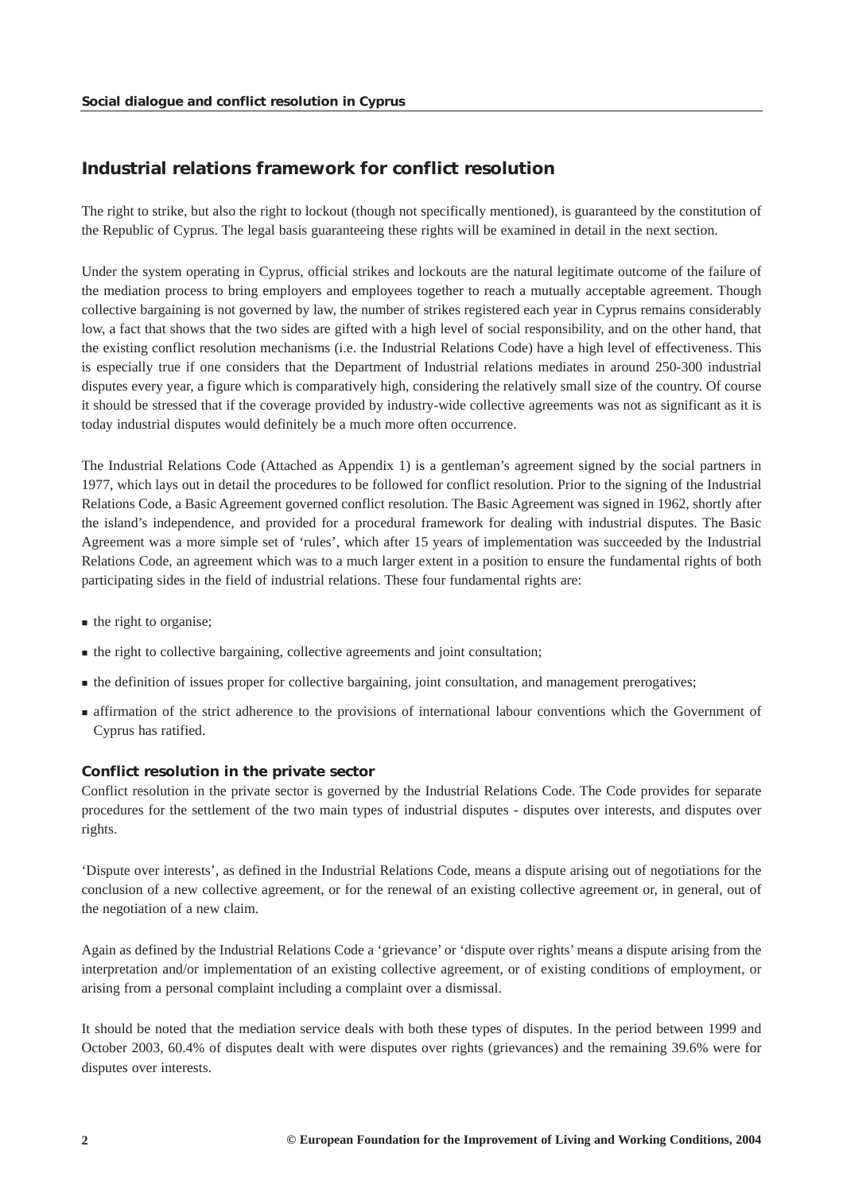## Industrial relations framework for conflict resolution

The right to strike, but also the right to lockout (though not specifically mentioned), is guaranteed by the constitution of the Republic of Cyprus. The legal basis guaranteeing these rights will be examined in detail in the next section.

Under the system operating in Cyprus, official strikes and lockouts are the natural legitimate outcome of the failure of the mediation process to bring employers and employees together to reach a mutually acceptable agreement. Though collective bargaining is not governed by law, the number of strikes registered each year in Cyprus remains considerably low, a fact that shows that the two sides are gifted with a high level of social responsibility, and on the other hand, that the existing conflict resolution mechanisms (i.e. the Industrial Relations Code) have a high level of effectiveness. This is especially true if one considers that the Department of Industrial relations mediates in around 250-300 industrial disputes every year, a figure which is comparatively high, considering the relatively small size of the country. Of course it should be stressed that if the coverage provided by industry-wide collective agreements was not as significant as it is today industrial disputes would definitely be a much more often occurrence.

The Industrial Relations Code (Attached as Appendix 1) is a gentleman's agreement signed by the social partners in 1977, which lays out in detail the procedures to be followed for conflict resolution. Prior to the signing of the Industrial Relations Code, a Basic Agreement governed conflict resolution. The Basic Agreement was signed in 1962, shortly after the island's independence, and provided for a procedural framework for dealing with industrial disputes. The Basic Agreement was a more simple set of 'rules', which after 15 years of implementation was succeeded by the Industrial Relations Code, an agreement which was to a much larger extent in a position to ensure the fundamental rights of both participating sides in the field of industrial relations. These four fundamental rights are:

- the right to organise;
- the right to collective bargaining, collective agreements and joint consultation;
- the definition of issues proper for collective bargaining, joint consultation, and management prerogatives;
- affirmation of the strict adherence to the provisions of international labour conventions which the Government of Cyprus has ratified.

### Conflict resolution in the private sector

Conflict resolution in the private sector is governed by the Industrial Relations Code. The Code provides for separate procedures for the settlement of the two main types of industrial disputes - disputes over interests, and disputes over rights.

'Dispute over interests', as defined in the Industrial Relations Code, means a dispute arising out of negotiations for the conclusion of a new collective agreement, or for the renewal of an existing collective agreement or, in general, out of the negotiation of a new claim.

Again as defined by the Industrial Relations Code a 'grievance' or 'dispute over rights' means a dispute arising from the interpretation and/or implementation of an existing collective agreement, or of existing conditions of employment, or arising from a personal complaint including a complaint over a dismissal.

It should be noted that the mediation service deals with both these types of disputes. In the period between 1999 and October 2003, 60.4% of disputes dealt with were disputes over rights (grievances) and the remaining 39.6% were for disputes over interests.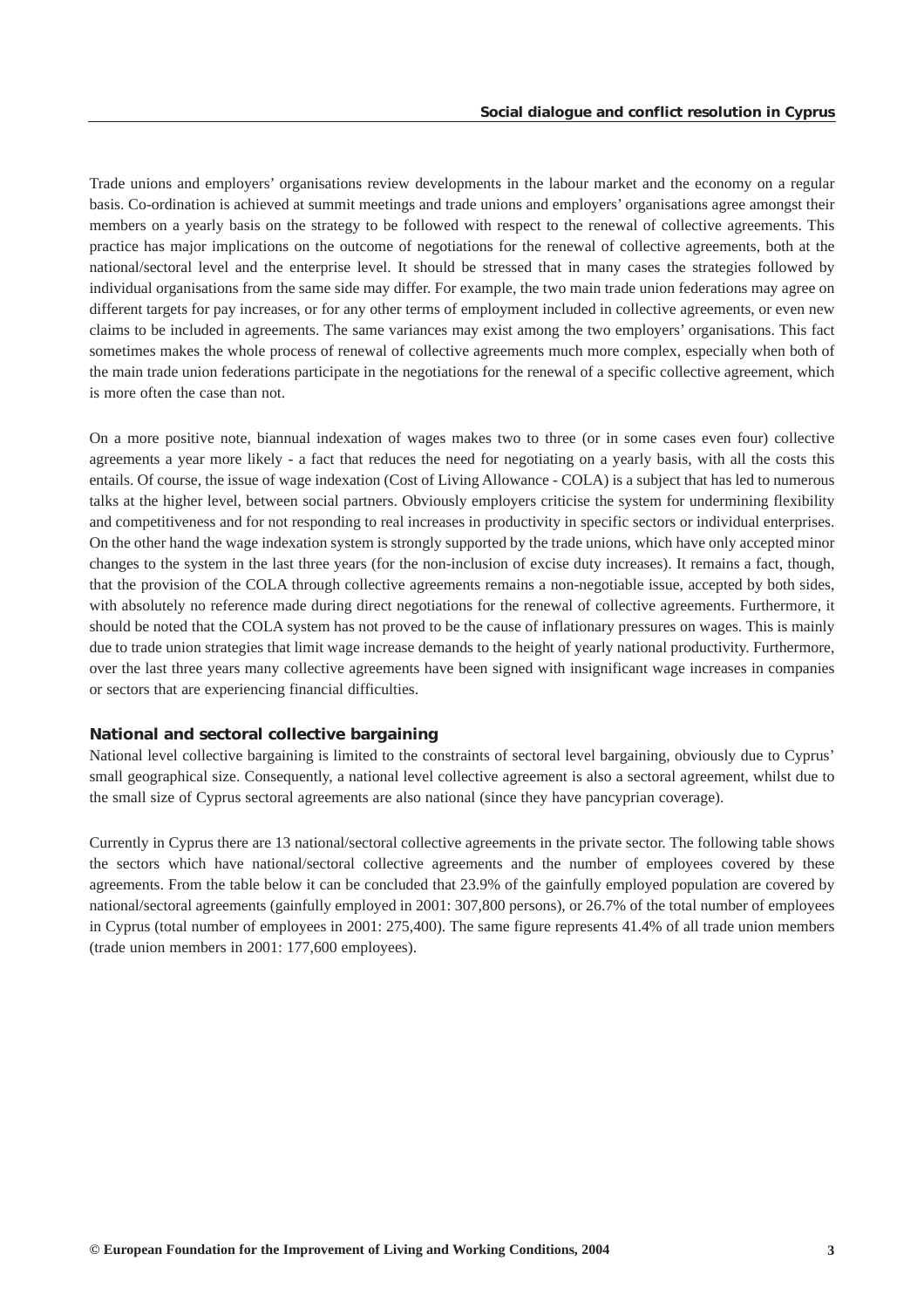Trade unions and employers' organisations review developments in the labour market and the economy on a regular basis. Co-ordination is achieved at summit meetings and trade unions and employers' organisations agree amongst their members on a yearly basis on the strategy to be followed with respect to the renewal of collective agreements. This practice has major implications on the outcome of negotiations for the renewal of collective agreements, both at the national/sectoral level and the enterprise level. It should be stressed that in many cases the strategies followed by individual organisations from the same side may differ. For example, the two main trade union federations may agree on different targets for pay increases, or for any other terms of employment included in collective agreements, or even new claims to be included in agreements. The same variances may exist among the two employers' organisations. This fact sometimes makes the whole process of renewal of collective agreements much more complex, especially when both of the main trade union federations participate in the negotiations for the renewal of a specific collective agreement, which is more often the case than not.

On a more positive note, biannual indexation of wages makes two to three (or in some cases even four) collective agreements a year more likely - a fact that reduces the need for negotiating on a yearly basis, with all the costs this entails. Of course, the issue of wage indexation (Cost of Living Allowance - COLA) is a subject that has led to numerous talks at the higher level, between social partners. Obviously employers criticise the system for undermining flexibility and competitiveness and for not responding to real increases in productivity in specific sectors or individual enterprises. On the other hand the wage indexation system is strongly supported by the trade unions, which have only accepted minor changes to the system in the last three years (for the non-inclusion of excise duty increases). It remains a fact, though, that the provision of the COLA through collective agreements remains a non-negotiable issue, accepted by both sides, with absolutely no reference made during direct negotiations for the renewal of collective agreements. Furthermore, it should be noted that the COLA system has not proved to be the cause of inflationary pressures on wages. This is mainly due to trade union strategies that limit wage increase demands to the height of yearly national productivity. Furthermore, over the last three years many collective agreements have been signed with insignificant wage increases in companies or sectors that are experiencing financial difficulties.

### National and sectoral collective bargaining

National level collective bargaining is limited to the constraints of sectoral level bargaining, obviously due to Cyprus' small geographical size. Consequently, a national level collective agreement is also a sectoral agreement, whilst due to the small size of Cyprus sectoral agreements are also national (since they have pancyprian coverage).

Currently in Cyprus there are 13 national/sectoral collective agreements in the private sector. The following table shows the sectors which have national/sectoral collective agreements and the number of employees covered by these agreements. From the table below it can be concluded that 23.9% of the gainfully employed population are covered by national/sectoral agreements (gainfully employed in 2001: 307,800 persons), or 26.7% of the total number of employees in Cyprus (total number of employees in 2001: 275,400). The same figure represents 41.4% of all trade union members (trade union members in 2001: 177,600 employees).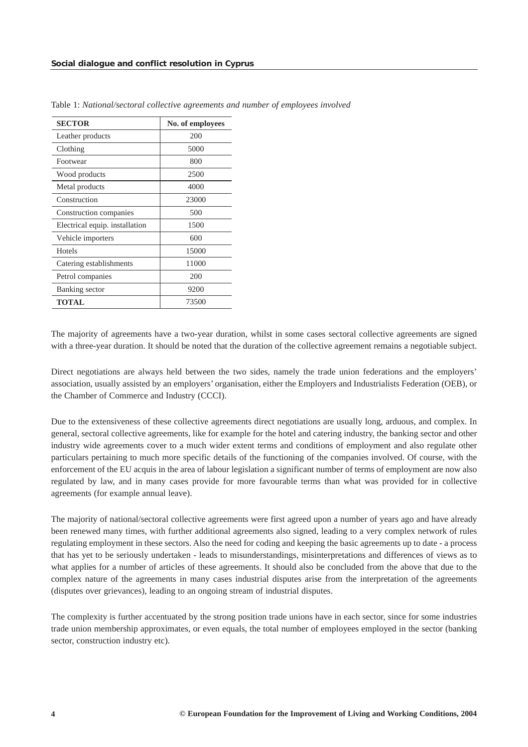Table 1: *National/sectoral collective agreements and number of employees involved*

| SECTOR | No. of employees |
|---|---|
| Leather products | 200 |
| Clothing | 5000 |
| Footwear | 800 |
| Wood products | 2500 |
| Metal products | 4000 |
| Construction | 23000 |
| Construction companies | 500 |
| Electrical equip. installation | 1500 |
| Vehicle importers | 600 |
| Hotels | 15000 |
| Catering establishments | 11000 |
| Petrol companies | 200 |
| Banking sector | 9200 |
| **TOTAL** | 73500 |

The majority of agreements have a two-year duration, whilst in some cases sectoral collective agreements are signed with a three-year duration. It should be noted that the duration of the collective agreement remains a negotiable subject.

Direct negotiations are always held between the two sides, namely the trade union federations and the employers' association, usually assisted by an employers' organisation, either the Employers and Industrialists Federation (OEB), or the Chamber of Commerce and Industry (CCCI).

Due to the extensiveness of these collective agreements direct negotiations are usually long, arduous, and complex. In general, sectoral collective agreements, like for example for the hotel and catering industry, the banking sector and other industry wide agreements cover to a much wider extent terms and conditions of employment and also regulate other particulars pertaining to much more specific details of the functioning of the companies involved. Of course, with the enforcement of the EU acquis in the area of labour legislation a significant number of terms of employment are now also regulated by law, and in many cases provide for more favourable terms than what was provided for in collective agreements (for example annual leave).

The majority of national/sectoral collective agreements were first agreed upon a number of years ago and have already been renewed many times, with further additional agreements also signed, leading to a very complex network of rules regulating employment in these sectors. Also the need for coding and keeping the basic agreements up to date - a process that has yet to be seriously undertaken - leads to misunderstandings, misinterpretations and differences of views as to what applies for a number of articles of these agreements. It should also be concluded from the above that due to the complex nature of the agreements in many cases industrial disputes arise from the interpretation of the agreements (disputes over grievances), leading to an ongoing stream of industrial disputes.

The complexity is further accentuated by the strong position trade unions have in each sector, since for some industries trade union membership approximates, or even equals, the total number of employees employed in the sector (banking sector, construction industry etc).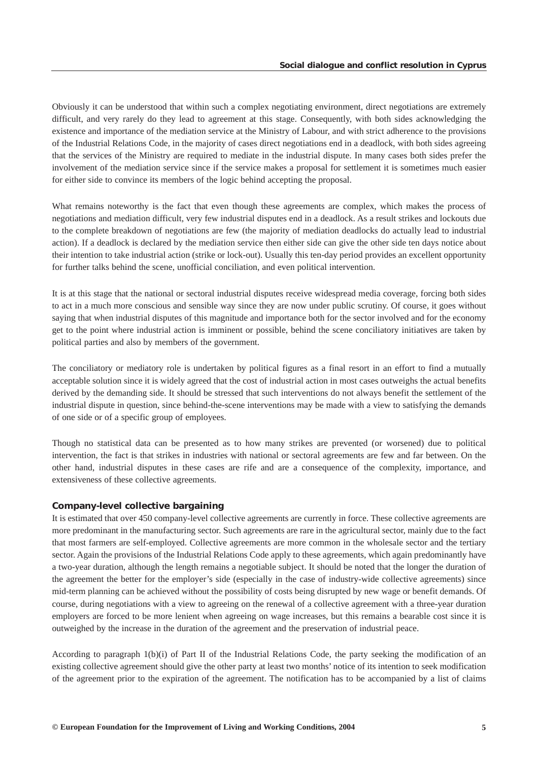Obviously it can be understood that within such a complex negotiating environment, direct negotiations are extremely difficult, and very rarely do they lead to agreement at this stage. Consequently, with both sides acknowledging the existence and importance of the mediation service at the Ministry of Labour, and with strict adherence to the provisions of the Industrial Relations Code, in the majority of cases direct negotiations end in a deadlock, with both sides agreeing that the services of the Ministry are required to mediate in the industrial dispute. In many cases both sides prefer the involvement of the mediation service since if the service makes a proposal for settlement it is sometimes much easier for either side to convince its members of the logic behind accepting the proposal.

What remains noteworthy is the fact that even though these agreements are complex, which makes the process of negotiations and mediation difficult, very few industrial disputes end in a deadlock. As a result strikes and lockouts due to the complete breakdown of negotiations are few (the majority of mediation deadlocks do actually lead to industrial action). If a deadlock is declared by the mediation service then either side can give the other side ten days notice about their intention to take industrial action (strike or lock-out). Usually this ten-day period provides an excellent opportunity for further talks behind the scene, unofficial conciliation, and even political intervention.

It is at this stage that the national or sectoral industrial disputes receive widespread media coverage, forcing both sides to act in a much more conscious and sensible way since they are now under public scrutiny. Of course, it goes without saying that when industrial disputes of this magnitude and importance both for the sector involved and for the economy get to the point where industrial action is imminent or possible, behind the scene conciliatory initiatives are taken by political parties and also by members of the government.

The conciliatory or mediatory role is undertaken by political figures as a final resort in an effort to find a mutually acceptable solution since it is widely agreed that the cost of industrial action in most cases outweighs the actual benefits derived by the demanding side. It should be stressed that such interventions do not always benefit the settlement of the industrial dispute in question, since behind-the-scene interventions may be made with a view to satisfying the demands of one side or of a specific group of employees.

Though no statistical data can be presented as to how many strikes are prevented (or worsened) due to political intervention, the fact is that strikes in industries with national or sectoral agreements are few and far between. On the other hand, industrial disputes in these cases are rife and are a consequence of the complexity, importance, and extensiveness of these collective agreements.

### Company-level collective bargaining

It is estimated that over 450 company-level collective agreements are currently in force. These collective agreements are more predominant in the manufacturing sector. Such agreements are rare in the agricultural sector, mainly due to the fact that most farmers are self-employed. Collective agreements are more common in the wholesale sector and the tertiary sector. Again the provisions of the Industrial Relations Code apply to these agreements, which again predominantly have a two-year duration, although the length remains a negotiable subject. It should be noted that the longer the duration of the agreement the better for the employer's side (especially in the case of industry-wide collective agreements) since mid-term planning can be achieved without the possibility of costs being disrupted by new wage or benefit demands. Of course, during negotiations with a view to agreeing on the renewal of a collective agreement with a three-year duration employers are forced to be more lenient when agreeing on wage increases, but this remains a bearable cost since it is outweighed by the increase in the duration of the agreement and the preservation of industrial peace.

According to paragraph 1(b)(i) of Part II of the Industrial Relations Code, the party seeking the modification of an existing collective agreement should give the other party at least two months' notice of its intention to seek modification of the agreement prior to the expiration of the agreement. The notification has to be accompanied by a list of claims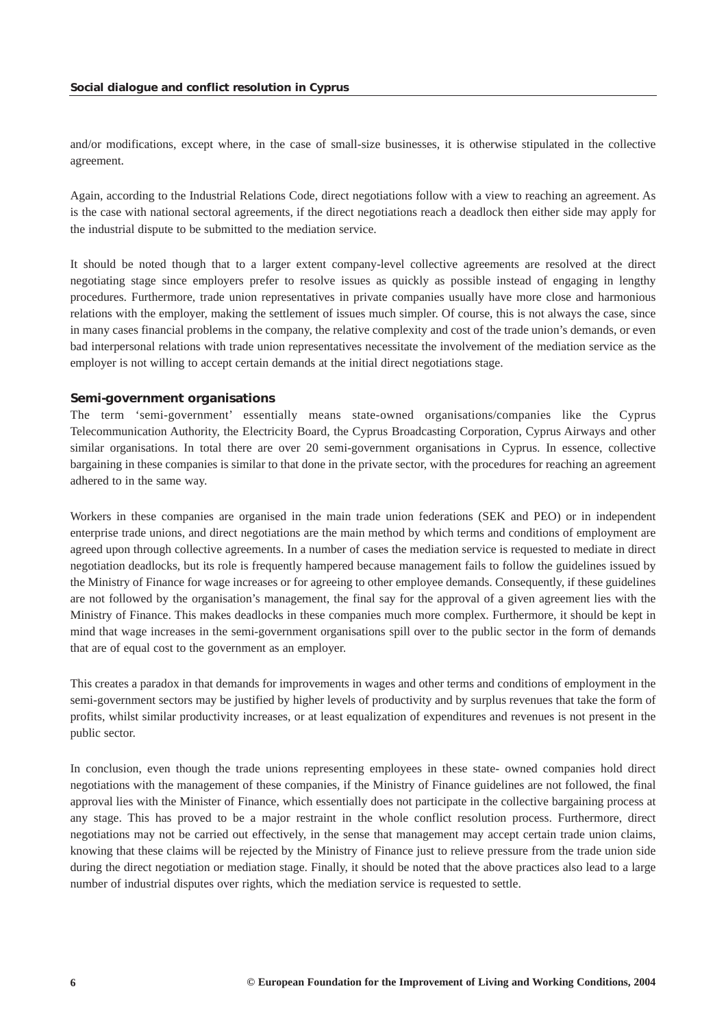and/or modifications, except where, in the case of small-size businesses, it is otherwise stipulated in the collective agreement.

Again, according to the Industrial Relations Code, direct negotiations follow with a view to reaching an agreement. As is the case with national sectoral agreements, if the direct negotiations reach a deadlock then either side may apply for the industrial dispute to be submitted to the mediation service.

It should be noted though that to a larger extent company-level collective agreements are resolved at the direct negotiating stage since employers prefer to resolve issues as quickly as possible instead of engaging in lengthy procedures. Furthermore, trade union representatives in private companies usually have more close and harmonious relations with the employer, making the settlement of issues much simpler. Of course, this is not always the case, since in many cases financial problems in the company, the relative complexity and cost of the trade union's demands, or even bad interpersonal relations with trade union representatives necessitate the involvement of the mediation service as the employer is not willing to accept certain demands at the initial direct negotiations stage.

### Semi-government organisations

The term 'semi-government' essentially means state-owned organisations/companies like the Cyprus Telecommunication Authority, the Electricity Board, the Cyprus Broadcasting Corporation, Cyprus Airways and other similar organisations. In total there are over 20 semi-government organisations in Cyprus. In essence, collective bargaining in these companies is similar to that done in the private sector, with the procedures for reaching an agreement adhered to in the same way.

Workers in these companies are organised in the main trade union federations (SEK and PEO) or in independent enterprise trade unions, and direct negotiations are the main method by which terms and conditions of employment are agreed upon through collective agreements. In a number of cases the mediation service is requested to mediate in direct negotiation deadlocks, but its role is frequently hampered because management fails to follow the guidelines issued by the Ministry of Finance for wage increases or for agreeing to other employee demands. Consequently, if these guidelines are not followed by the organisation's management, the final say for the approval of a given agreement lies with the Ministry of Finance. This makes deadlocks in these companies much more complex. Furthermore, it should be kept in mind that wage increases in the semi-government organisations spill over to the public sector in the form of demands that are of equal cost to the government as an employer.

This creates a paradox in that demands for improvements in wages and other terms and conditions of employment in the semi-government sectors may be justified by higher levels of productivity and by surplus revenues that take the form of profits, whilst similar productivity increases, or at least equalization of expenditures and revenues is not present in the public sector.

In conclusion, even though the trade unions representing employees in these state- owned companies hold direct negotiations with the management of these companies, if the Ministry of Finance guidelines are not followed, the final approval lies with the Minister of Finance, which essentially does not participate in the collective bargaining process at any stage. This has proved to be a major restraint in the whole conflict resolution process. Furthermore, direct negotiations may not be carried out effectively, in the sense that management may accept certain trade union claims, knowing that these claims will be rejected by the Ministry of Finance just to relieve pressure from the trade union side during the direct negotiation or mediation stage. Finally, it should be noted that the above practices also lead to a large number of industrial disputes over rights, which the mediation service is requested to settle.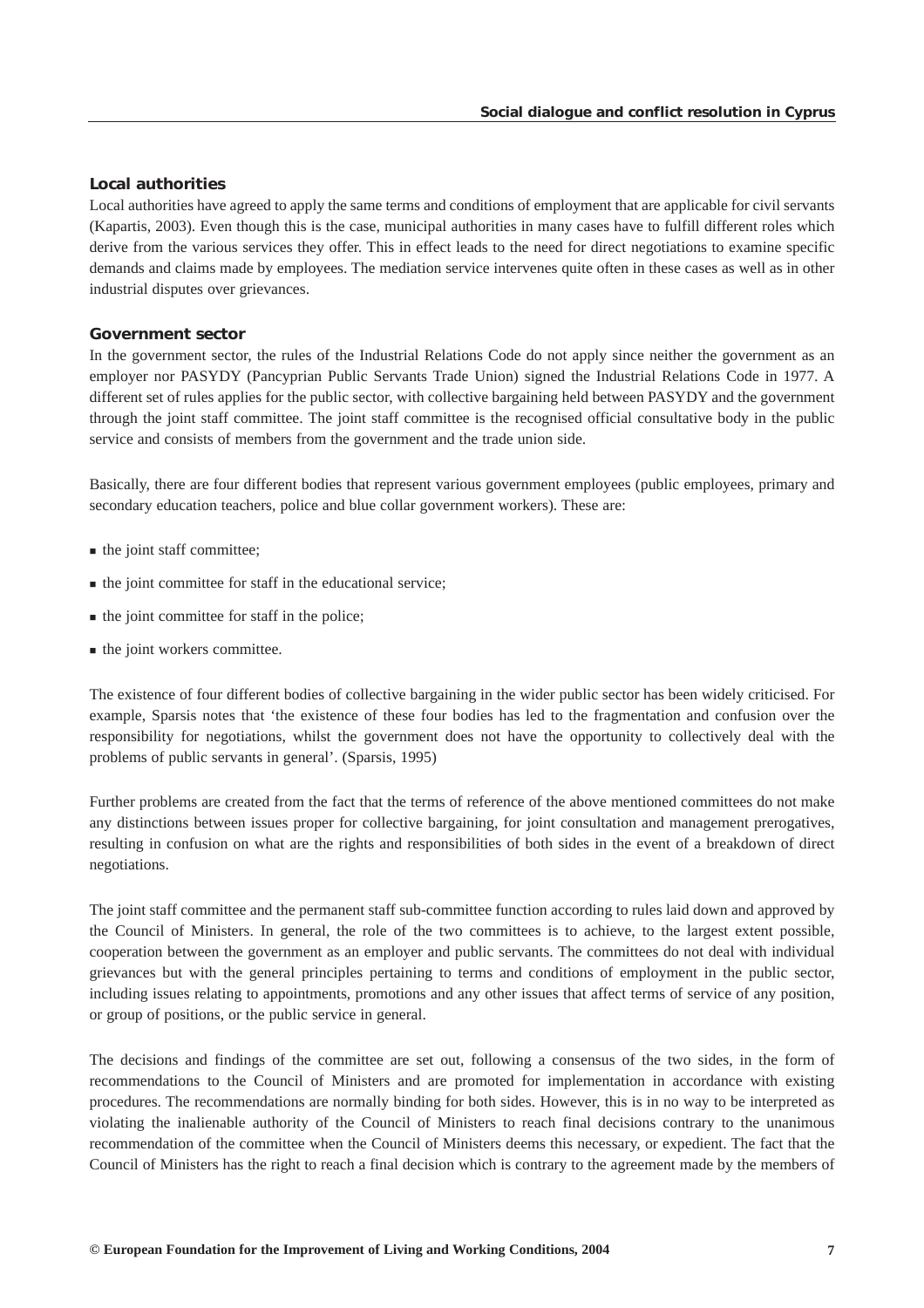## Local authorities

Local authorities have agreed to apply the same terms and conditions of employment that are applicable for civil servants (Kapartis, 2003). Even though this is the case, municipal authorities in many cases have to fulfill different roles which derive from the various services they offer. This in effect leads to the need for direct negotiations to examine specific demands and claims made by employees. The mediation service intervenes quite often in these cases as well as in other industrial disputes over grievances.

## Government sector

In the government sector, the rules of the Industrial Relations Code do not apply since neither the government as an employer nor PASYDY (Pancyprian Public Servants Trade Union) signed the Industrial Relations Code in 1977. A different set of rules applies for the public sector, with collective bargaining held between PASYDY and the government through the joint staff committee. The joint staff committee is the recognised official consultative body in the public service and consists of members from the government and the trade union side.

Basically, there are four different bodies that represent various government employees (public employees, primary and secondary education teachers, police and blue collar government workers). These are:

- the joint staff committee;
- the joint committee for staff in the educational service;
- the joint committee for staff in the police;
- the joint workers committee.

The existence of four different bodies of collective bargaining in the wider public sector has been widely criticised. For example, Sparsis notes that 'the existence of these four bodies has led to the fragmentation and confusion over the responsibility for negotiations, whilst the government does not have the opportunity to collectively deal with the problems of public servants in general'. (Sparsis, 1995)

Further problems are created from the fact that the terms of reference of the above mentioned committees do not make any distinctions between issues proper for collective bargaining, for joint consultation and management prerogatives, resulting in confusion on what are the rights and responsibilities of both sides in the event of a breakdown of direct negotiations.

The joint staff committee and the permanent staff sub-committee function according to rules laid down and approved by the Council of Ministers. In general, the role of the two committees is to achieve, to the largest extent possible, cooperation between the government as an employer and public servants. The committees do not deal with individual grievances but with the general principles pertaining to terms and conditions of employment in the public sector, including issues relating to appointments, promotions and any other issues that affect terms of service of any position, or group of positions, or the public service in general.

The decisions and findings of the committee are set out, following a consensus of the two sides, in the form of recommendations to the Council of Ministers and are promoted for implementation in accordance with existing procedures. The recommendations are normally binding for both sides. However, this is in no way to be interpreted as violating the inalienable authority of the Council of Ministers to reach final decisions contrary to the unanimous recommendation of the committee when the Council of Ministers deems this necessary, or expedient. The fact that the Council of Ministers has the right to reach a final decision which is contrary to the agreement made by the members of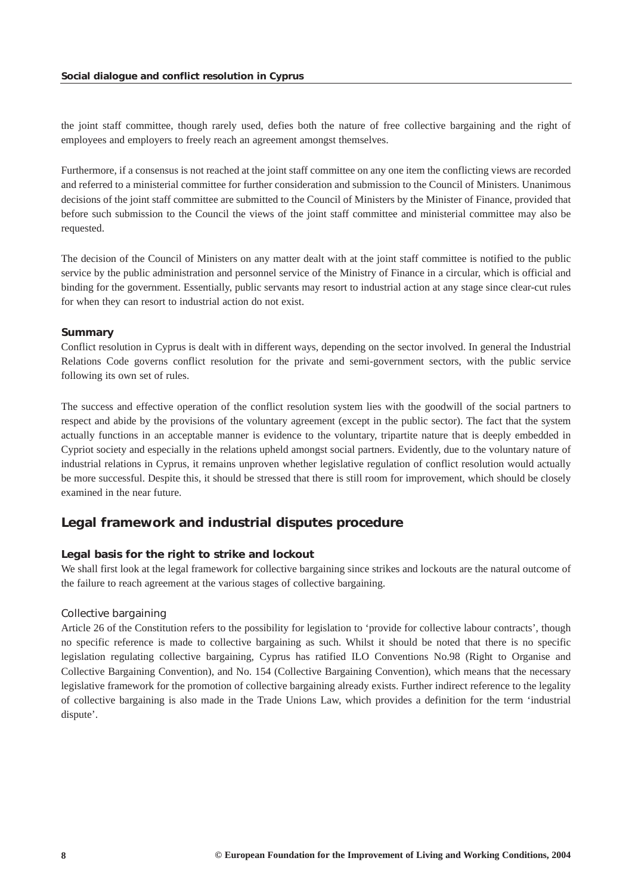the joint staff committee, though rarely used, defies both the nature of free collective bargaining and the right of employees and employers to freely reach an agreement amongst themselves.

Furthermore, if a consensus is not reached at the joint staff committee on any one item the conflicting views are recorded and referred to a ministerial committee for further consideration and submission to the Council of Ministers. Unanimous decisions of the joint staff committee are submitted to the Council of Ministers by the Minister of Finance, provided that before such submission to the Council the views of the joint staff committee and ministerial committee may also be requested.

The decision of the Council of Ministers on any matter dealt with at the joint staff committee is notified to the public service by the public administration and personnel service of the Ministry of Finance in a circular, which is official and binding for the government. Essentially, public servants may resort to industrial action at any stage since clear-cut rules for when they can resort to industrial action do not exist.

### Summary

Conflict resolution in Cyprus is dealt with in different ways, depending on the sector involved. In general the Industrial Relations Code governs conflict resolution for the private and semi-government sectors, with the public service following its own set of rules.

The success and effective operation of the conflict resolution system lies with the goodwill of the social partners to respect and abide by the provisions of the voluntary agreement (except in the public sector). The fact that the system actually functions in an acceptable manner is evidence to the voluntary, tripartite nature that is deeply embedded in Cypriot society and especially in the relations upheld amongst social partners. Evidently, due to the voluntary nature of industrial relations in Cyprus, it remains unproven whether legislative regulation of conflict resolution would actually be more successful. Despite this, it should be stressed that there is still room for improvement, which should be closely examined in the near future.

## Legal framework and industrial disputes procedure

### Legal basis for the right to strike and lockout

We shall first look at the legal framework for collective bargaining since strikes and lockouts are the natural outcome of the failure to reach agreement at the various stages of collective bargaining.

#### Collective bargaining

Article 26 of the Constitution refers to the possibility for legislation to 'provide for collective labour contracts', though no specific reference is made to collective bargaining as such. Whilst it should be noted that there is no specific legislation regulating collective bargaining, Cyprus has ratified ILO Conventions No.98 (Right to Organise and Collective Bargaining Convention), and No. 154 (Collective Bargaining Convention), which means that the necessary legislative framework for the promotion of collective bargaining already exists. Further indirect reference to the legality of collective bargaining is also made in the Trade Unions Law, which provides a definition for the term 'industrial dispute'.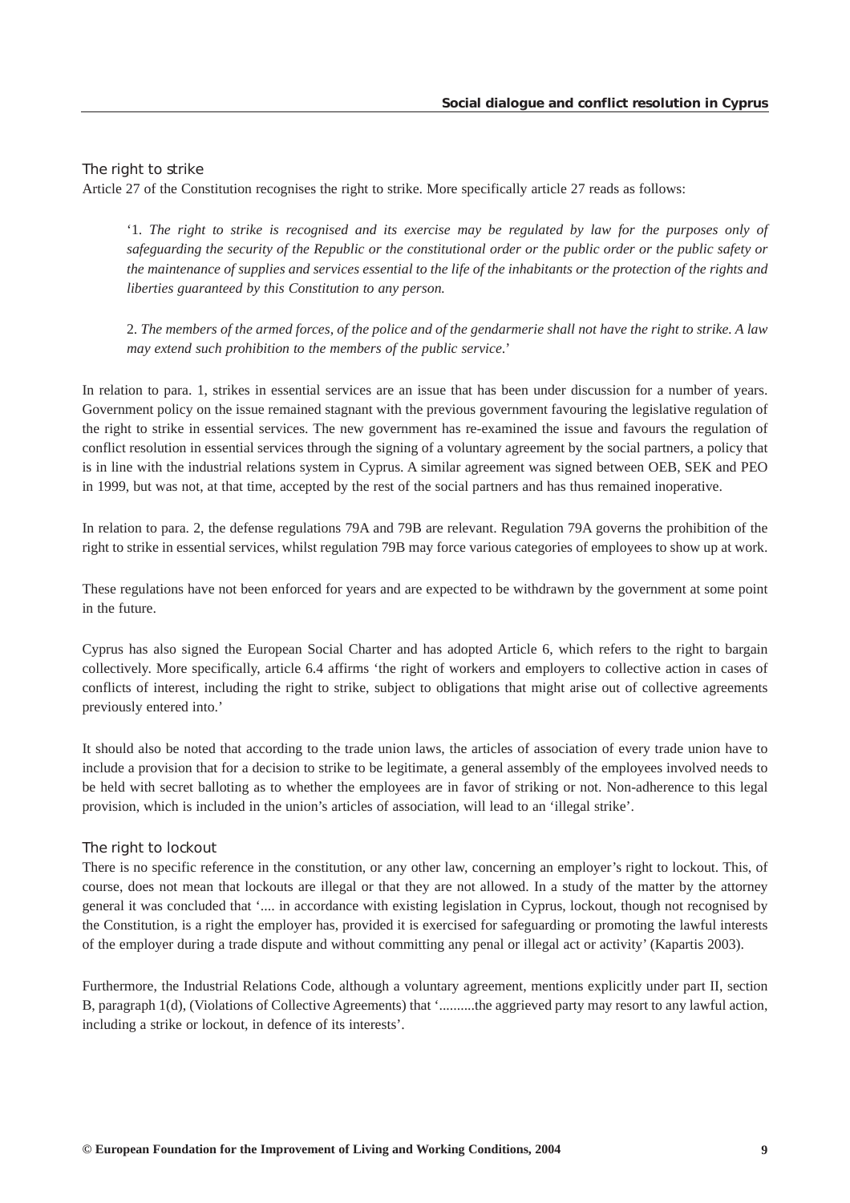### The right to strike

Article 27 of the Constitution recognises the right to strike. More specifically article 27 reads as follows:

> '1. *The right to strike is recognised and its exercise may be regulated by law for the purposes only of safeguarding the security of the Republic or the constitutional order or the public order or the public safety or the maintenance of supplies and services essential to the life of the inhabitants or the protection of the rights and liberties guaranteed by this Constitution to any person.*
>
> 2. *The members of the armed forces, of the police and of the gendarmerie shall not have the right to strike. A law may extend such prohibition to the members of the public service*.'

In relation to para. 1, strikes in essential services are an issue that has been under discussion for a number of years. Government policy on the issue remained stagnant with the previous government favouring the legislative regulation of the right to strike in essential services. The new government has re-examined the issue and favours the regulation of conflict resolution in essential services through the signing of a voluntary agreement by the social partners, a policy that is in line with the industrial relations system in Cyprus. A similar agreement was signed between OEB, SEK and PEO in 1999, but was not, at that time, accepted by the rest of the social partners and has thus remained inoperative.

In relation to para. 2, the defense regulations 79A and 79B are relevant. Regulation 79A governs the prohibition of the right to strike in essential services, whilst regulation 79B may force various categories of employees to show up at work.

These regulations have not been enforced for years and are expected to be withdrawn by the government at some point in the future.

Cyprus has also signed the European Social Charter and has adopted Article 6, which refers to the right to bargain collectively. More specifically, article 6.4 affirms 'the right of workers and employers to collective action in cases of conflicts of interest, including the right to strike, subject to obligations that might arise out of collective agreements previously entered into.'

It should also be noted that according to the trade union laws, the articles of association of every trade union have to include a provision that for a decision to strike to be legitimate, a general assembly of the employees involved needs to be held with secret balloting as to whether the employees are in favor of striking or not. Non-adherence to this legal provision, which is included in the union's articles of association, will lead to an 'illegal strike'.

### The right to lockout

There is no specific reference in the constitution, or any other law, concerning an employer's right to lockout. This, of course, does not mean that lockouts are illegal or that they are not allowed. In a study of the matter by the attorney general it was concluded that '.... in accordance with existing legislation in Cyprus, lockout, though not recognised by the Constitution, is a right the employer has, provided it is exercised for safeguarding or promoting the lawful interests of the employer during a trade dispute and without committing any penal or illegal act or activity' (Kapartis 2003).

Furthermore, the Industrial Relations Code, although a voluntary agreement, mentions explicitly under part II, section B, paragraph 1(d), (Violations of Collective Agreements) that '..........the aggrieved party may resort to any lawful action, including a strike or lockout, in defence of its interests'.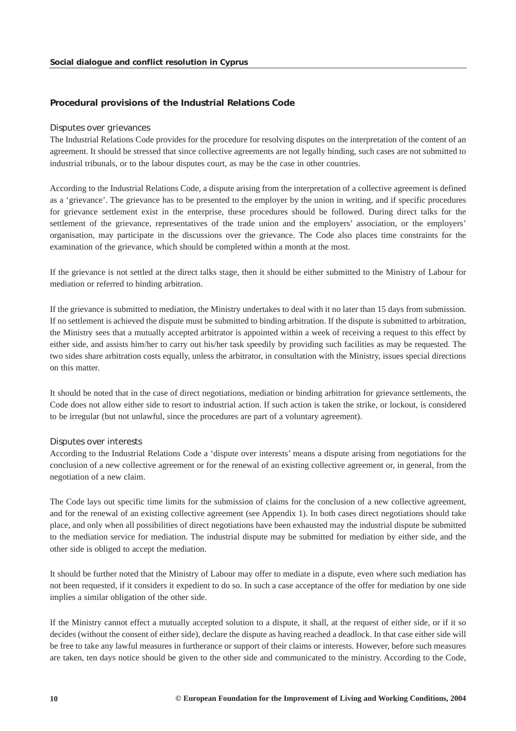## Procedural provisions of the Industrial Relations Code

### Disputes over grievances

The Industrial Relations Code provides for the procedure for resolving disputes on the interpretation of the content of an agreement. It should be stressed that since collective agreements are not legally binding, such cases are not submitted to industrial tribunals, or to the labour disputes court, as may be the case in other countries.

According to the Industrial Relations Code, a dispute arising from the interpretation of a collective agreement is defined as a 'grievance'. The grievance has to be presented to the employer by the union in writing, and if specific procedures for grievance settlement exist in the enterprise, these procedures should be followed. During direct talks for the settlement of the grievance, representatives of the trade union and the employers' association, or the employers' organisation, may participate in the discussions over the grievance. The Code also places time constraints for the examination of the grievance, which should be completed within a month at the most.

If the grievance is not settled at the direct talks stage, then it should be either submitted to the Ministry of Labour for mediation or referred to binding arbitration.

If the grievance is submitted to mediation, the Ministry undertakes to deal with it no later than 15 days from submission. If no settlement is achieved the dispute must be submitted to binding arbitration. If the dispute is submitted to arbitration, the Ministry sees that a mutually accepted arbitrator is appointed within a week of receiving a request to this effect by either side, and assists him/her to carry out his/her task speedily by providing such facilities as may be requested. The two sides share arbitration costs equally, unless the arbitrator, in consultation with the Ministry, issues special directions on this matter.

It should be noted that in the case of direct negotiations, mediation or binding arbitration for grievance settlements, the Code does not allow either side to resort to industrial action. If such action is taken the strike, or lockout, is considered to be irregular (but not unlawful, since the procedures are part of a voluntary agreement).

### Disputes over interests

According to the Industrial Relations Code a 'dispute over interests' means a dispute arising from negotiations for the conclusion of a new collective agreement or for the renewal of an existing collective agreement or, in general, from the negotiation of a new claim.

The Code lays out specific time limits for the submission of claims for the conclusion of a new collective agreement, and for the renewal of an existing collective agreement (see Appendix 1). In both cases direct negotiations should take place, and only when all possibilities of direct negotiations have been exhausted may the industrial dispute be submitted to the mediation service for mediation. The industrial dispute may be submitted for mediation by either side, and the other side is obliged to accept the mediation.

It should be further noted that the Ministry of Labour may offer to mediate in a dispute, even where such mediation has not been requested, if it considers it expedient to do so. In such a case acceptance of the offer for mediation by one side implies a similar obligation of the other side.

If the Ministry cannot effect a mutually accepted solution to a dispute, it shall, at the request of either side, or if it so decides (without the consent of either side), declare the dispute as having reached a deadlock. In that case either side will be free to take any lawful measures in furtherance or support of their claims or interests. However, before such measures are taken, ten days notice should be given to the other side and communicated to the ministry. According to the Code,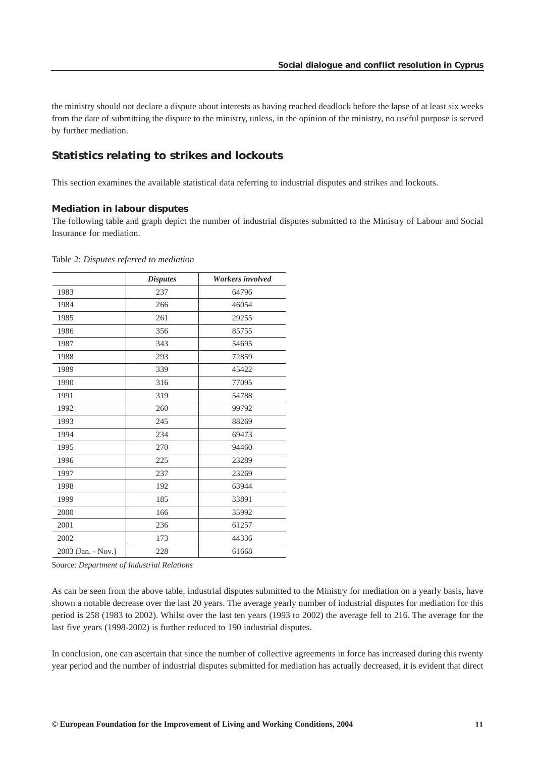the ministry should not declare a dispute about interests as having reached deadlock before the lapse of at least six weeks from the date of submitting the dispute to the ministry, unless, in the opinion of the ministry, no useful purpose is served by further mediation.

## Statistics relating to strikes and lockouts

This section examines the available statistical data referring to industrial disputes and strikes and lockouts.

### Mediation in labour disputes

The following table and graph depict the number of industrial disputes submitted to the Ministry of Labour and Social Insurance for mediation.

Table 2: *Disputes referred to mediation*

| | *Disputes* | *Workers involved* |
|---|---|---|
| 1983 | 237 | 64796 |
| 1984 | 266 | 46054 |
| 1985 | 261 | 29255 |
| 1986 | 356 | 85755 |
| 1987 | 343 | 54695 |
| 1988 | 293 | 72859 |
| 1989 | 339 | 45422 |
| 1990 | 316 | 77095 |
| 1991 | 319 | 54788 |
| 1992 | 260 | 99792 |
| 1993 | 245 | 88269 |
| 1994 | 234 | 69473 |
| 1995 | 270 | 94460 |
| 1996 | 225 | 23289 |
| 1997 | 237 | 23269 |
| 1998 | 192 | 63944 |
| 1999 | 185 | 33891 |
| 2000 | 166 | 35992 |
| 2001 | 236 | 61257 |
| 2002 | 173 | 44336 |
| 2003 (Jan. - Nov.) | 228 | 61668 |

Source: *Department of Industrial Relations*

As can be seen from the above table, industrial disputes submitted to the Ministry for mediation on a yearly basis, have shown a notable decrease over the last 20 years. The average yearly number of industrial disputes for mediation for this period is 258 (1983 to 2002). Whilst over the last ten years (1993 to 2002) the average fell to 216. The average for the last five years (1998-2002) is further reduced to 190 industrial disputes.

In conclusion, one can ascertain that since the number of collective agreements in force has increased during this twenty year period and the number of industrial disputes submitted for mediation has actually decreased, it is evident that direct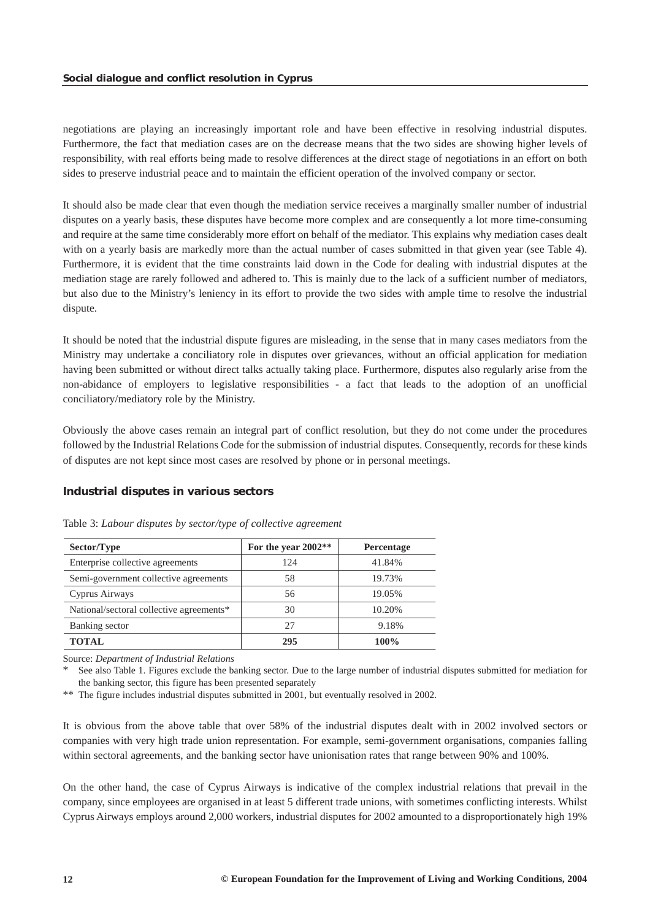negotiations are playing an increasingly important role and have been effective in resolving industrial disputes. Furthermore, the fact that mediation cases are on the decrease means that the two sides are showing higher levels of responsibility, with real efforts being made to resolve differences at the direct stage of negotiations in an effort on both sides to preserve industrial peace and to maintain the efficient operation of the involved company or sector.

It should also be made clear that even though the mediation service receives a marginally smaller number of industrial disputes on a yearly basis, these disputes have become more complex and are consequently a lot more time-consuming and require at the same time considerably more effort on behalf of the mediator. This explains why mediation cases dealt with on a yearly basis are markedly more than the actual number of cases submitted in that given year (see Table 4). Furthermore, it is evident that the time constraints laid down in the Code for dealing with industrial disputes at the mediation stage are rarely followed and adhered to. This is mainly due to the lack of a sufficient number of mediators, but also due to the Ministry's leniency in its effort to provide the two sides with ample time to resolve the industrial dispute.

It should be noted that the industrial dispute figures are misleading, in the sense that in many cases mediators from the Ministry may undertake a conciliatory role in disputes over grievances, without an official application for mediation having been submitted or without direct talks actually taking place. Furthermore, disputes also regularly arise from the non-abidance of employers to legislative responsibilities - a fact that leads to the adoption of an unofficial conciliatory/mediatory role by the Ministry.

Obviously the above cases remain an integral part of conflict resolution, but they do not come under the procedures followed by the Industrial Relations Code for the submission of industrial disputes. Consequently, records for these kinds of disputes are not kept since most cases are resolved by phone or in personal meetings.

## Industrial disputes in various sectors

Table 3: *Labour disputes by sector/type of collective agreement*

| Sector/Type | For the year 2002** | Percentage |
|---|---|---|
| Enterprise collective agreements | 124 | 41.84% |
| Semi-government collective agreements | 58 | 19.73% |
| Cyprus Airways | 56 | 19.05% |
| National/sectoral collective agreements* | 30 | 10.20% |
| Banking sector | 27 | 9.18% |
| **TOTAL** | **295** | **100%** |

Source: *Department of Industrial Relations*

\* See also Table 1. Figures exclude the banking sector. Due to the large number of industrial disputes submitted for mediation for the banking sector, this figure has been presented separately

** The figure includes industrial disputes submitted in 2001, but eventually resolved in 2002.

It is obvious from the above table that over 58% of the industrial disputes dealt with in 2002 involved sectors or companies with very high trade union representation. For example, semi-government organisations, companies falling within sectoral agreements, and the banking sector have unionisation rates that range between 90% and 100%.

On the other hand, the case of Cyprus Airways is indicative of the complex industrial relations that prevail in the company, since employees are organised in at least 5 different trade unions, with sometimes conflicting interests. Whilst Cyprus Airways employs around 2,000 workers, industrial disputes for 2002 amounted to a disproportionately high 19%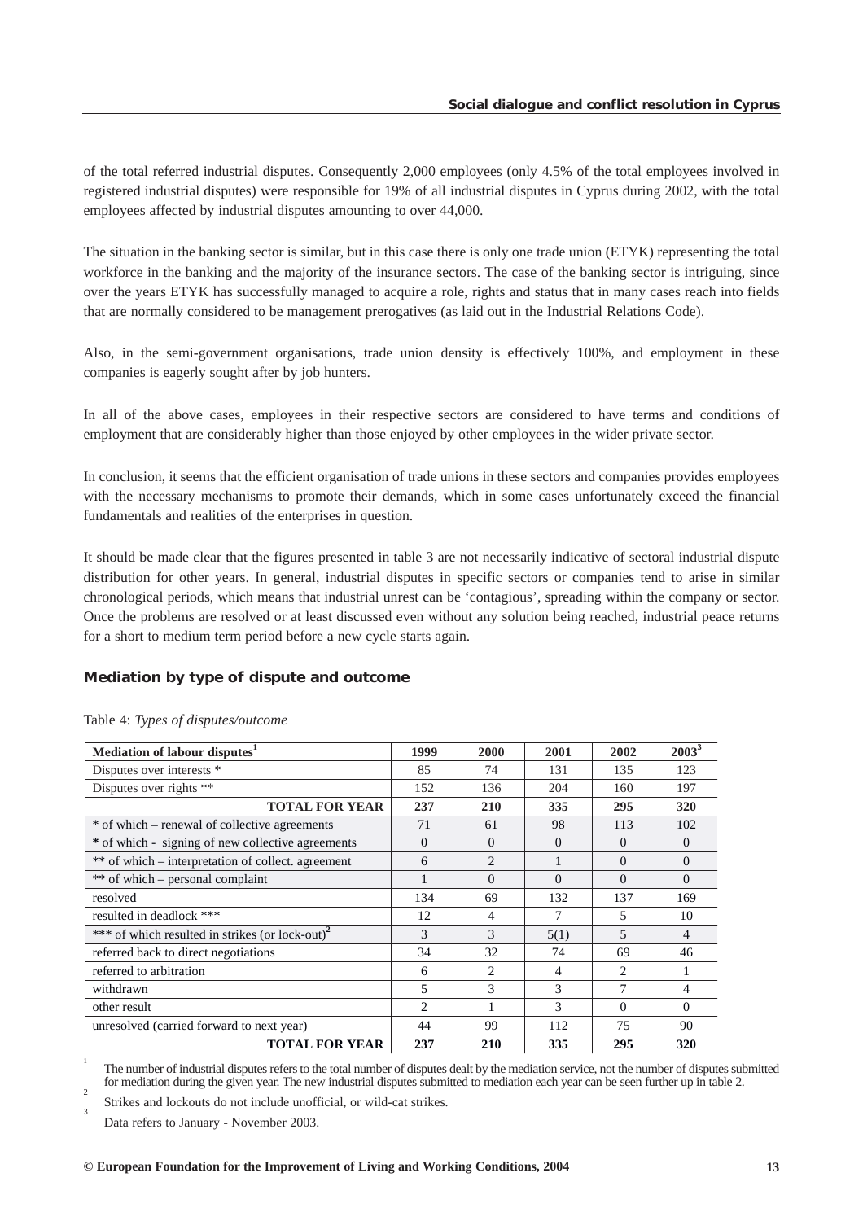of the total referred industrial disputes. Consequently 2,000 employees (only 4.5% of the total employees involved in registered industrial disputes) were responsible for 19% of all industrial disputes in Cyprus during 2002, with the total employees affected by industrial disputes amounting to over 44,000.

The situation in the banking sector is similar, but in this case there is only one trade union (ETYK) representing the total workforce in the banking and the majority of the insurance sectors. The case of the banking sector is intriguing, since over the years ETYK has successfully managed to acquire a role, rights and status that in many cases reach into fields that are normally considered to be management prerogatives (as laid out in the Industrial Relations Code).

Also, in the semi-government organisations, trade union density is effectively 100%, and employment in these companies is eagerly sought after by job hunters.

In all of the above cases, employees in their respective sectors are considered to have terms and conditions of employment that are considerably higher than those enjoyed by other employees in the wider private sector.

In conclusion, it seems that the efficient organisation of trade unions in these sectors and companies provides employees with the necessary mechanisms to promote their demands, which in some cases unfortunately exceed the financial fundamentals and realities of the enterprises in question.

It should be made clear that the figures presented in table 3 are not necessarily indicative of sectoral industrial dispute distribution for other years. In general, industrial disputes in specific sectors or companies tend to arise in similar chronological periods, which means that industrial unrest can be 'contagious', spreading within the company or sector. Once the problems are resolved or at least discussed even without any solution being reached, industrial peace returns for a short to medium term period before a new cycle starts again.

## Mediation by type of dispute and outcome

Table 4: *Types of disputes/outcome*

| Mediation of labour disputes[1] | 1999 | 2000 | 2001 | 2002 | 2003[3] |
|---|---|---|---|---|---|
| Disputes over interests * | 85 | 74 | 131 | 135 | 123 |
| Disputes over rights ** | 152 | 136 | 204 | 160 | 197 |
| **TOTAL FOR YEAR** | **237** | **210** | **335** | **295** | **320** |
| * of which – renewal of collective agreements | 71 | 61 | 98 | 113 | 102 |
| * of which - signing of new collective agreements | 0 | 0 | 0 | 0 | 0 |
| ** of which – interpretation of collect. agreement | 6 | 2 | 1 | 0 | 0 |
| ** of which – personal complaint | 1 | 0 | 0 | 0 | 0 |
| resolved | 134 | 69 | 132 | 137 | 169 |
| resulted in deadlock *** | 12 | 4 | 7 | 5 | 10 |
| *** of which resulted in strikes (or lock-out)[2] | 3 | 3 | 5(1) | 5 | 4 |
| referred back to direct negotiations | 34 | 32 | 74 | 69 | 46 |
| referred to arbitration | 6 | 2 | 4 | 2 | 1 |
| withdrawn | 5 | 3 | 3 | 7 | 4 |
| other result | 2 | 1 | 3 | 0 | 0 |
| unresolved (carried forward to next year) | 44 | 99 | 112 | 75 | 90 |
| **TOTAL FOR YEAR** | **237** | **210** | **335** | **295** | **320** |

[1] The number of industrial disputes refers to the total number of disputes dealt by the mediation service, not the number of disputes submitted for mediation during the given year. The new industrial disputes submitted to mediation each year can be seen further up in table 2.

[2] Strikes and lockouts do not include unofficial, or wild-cat strikes.

[3] Data refers to January - November 2003.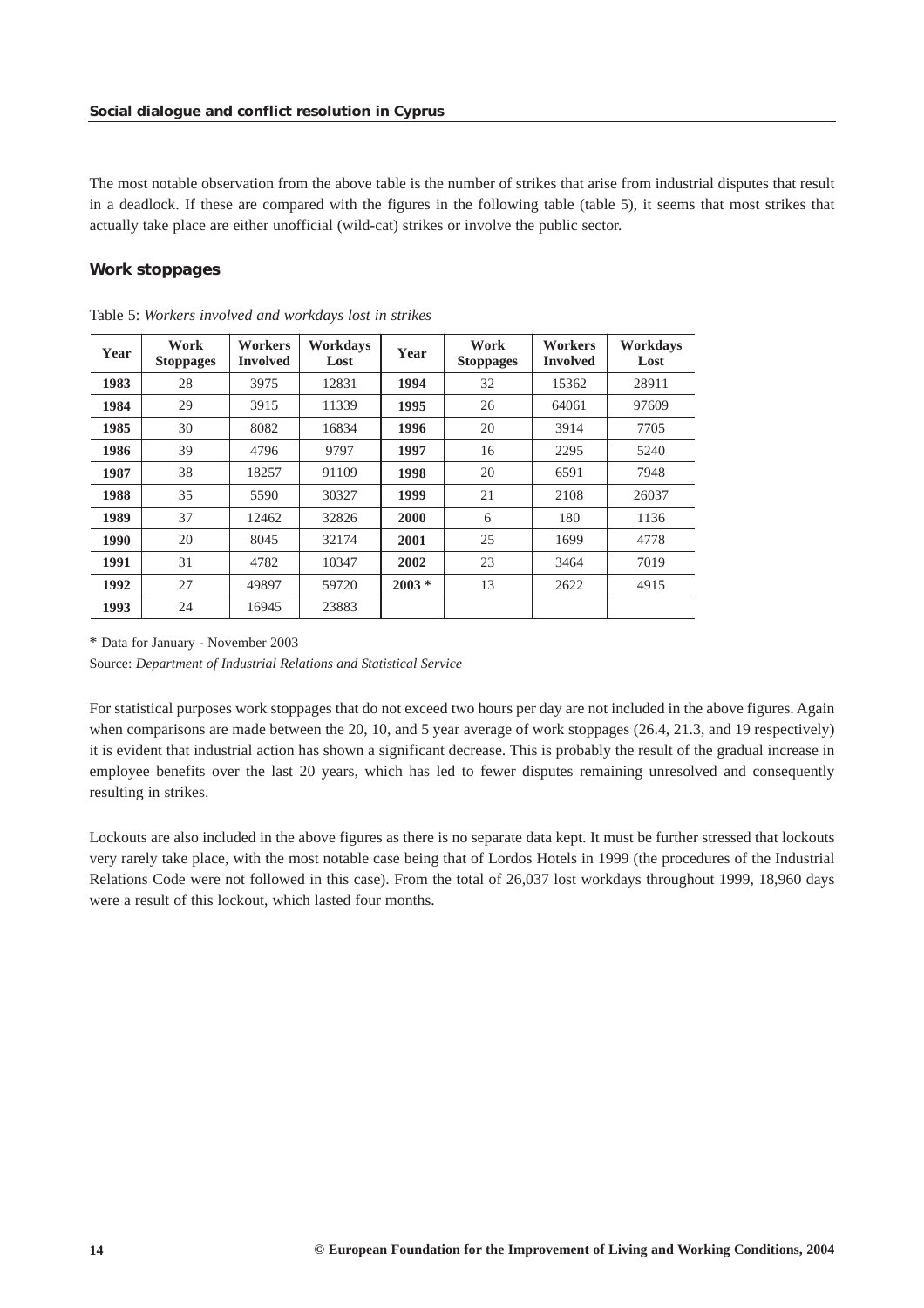The most notable observation from the above table is the number of strikes that arise from industrial disputes that result in a deadlock. If these are compared with the figures in the following table (table 5), it seems that most strikes that actually take place are either unofficial (wild-cat) strikes or involve the public sector.

## Work stoppages

Table 5: *Workers involved and workdays lost in strikes*

| Year | Work Stoppages | Workers Involved | Workdays Lost | Year | Work Stoppages | Workers Involved | Workdays Lost |
|---|---|---|---|---|---|---|---|
| **1983** | 28 | 3975 | 12831 | **1994** | 32 | 15362 | 28911 |
| **1984** | 29 | 3915 | 11339 | **1995** | 26 | 64061 | 97609 |
| **1985** | 30 | 8082 | 16834 | **1996** | 20 | 3914 | 7705 |
| **1986** | 39 | 4796 | 9797 | **1997** | 16 | 2295 | 5240 |
| **1987** | 38 | 18257 | 91109 | **1998** | 20 | 6591 | 7948 |
| **1988** | 35 | 5590 | 30327 | **1999** | 21 | 2108 | 26037 |
| **1989** | 37 | 12462 | 32826 | **2000** | 6 | 180 | 1136 |
| **1990** | 20 | 8045 | 32174 | **2001** | 25 | 1699 | 4778 |
| **1991** | 31 | 4782 | 10347 | **2002** | 23 | 3464 | 7019 |
| **1992** | 27 | 49897 | 59720 | **2003 *** | 13 | 2622 | 4915 |
| **1993** | 24 | 16945 | 23883 | | | | |

* Data for January - November 2003

Source: *Department of Industrial Relations and Statistical Service*

For statistical purposes work stoppages that do not exceed two hours per day are not included in the above figures. Again when comparisons are made between the 20, 10, and 5 year average of work stoppages (26.4, 21.3, and 19 respectively) it is evident that industrial action has shown a significant decrease. This is probably the result of the gradual increase in employee benefits over the last 20 years, which has led to fewer disputes remaining unresolved and consequently resulting in strikes.

Lockouts are also included in the above figures as there is no separate data kept. It must be further stressed that lockouts very rarely take place, with the most notable case being that of Lordos Hotels in 1999 (the procedures of the Industrial Relations Code were not followed in this case). From the total of 26,037 lost workdays throughout 1999, 18,960 days were a result of this lockout, which lasted four months.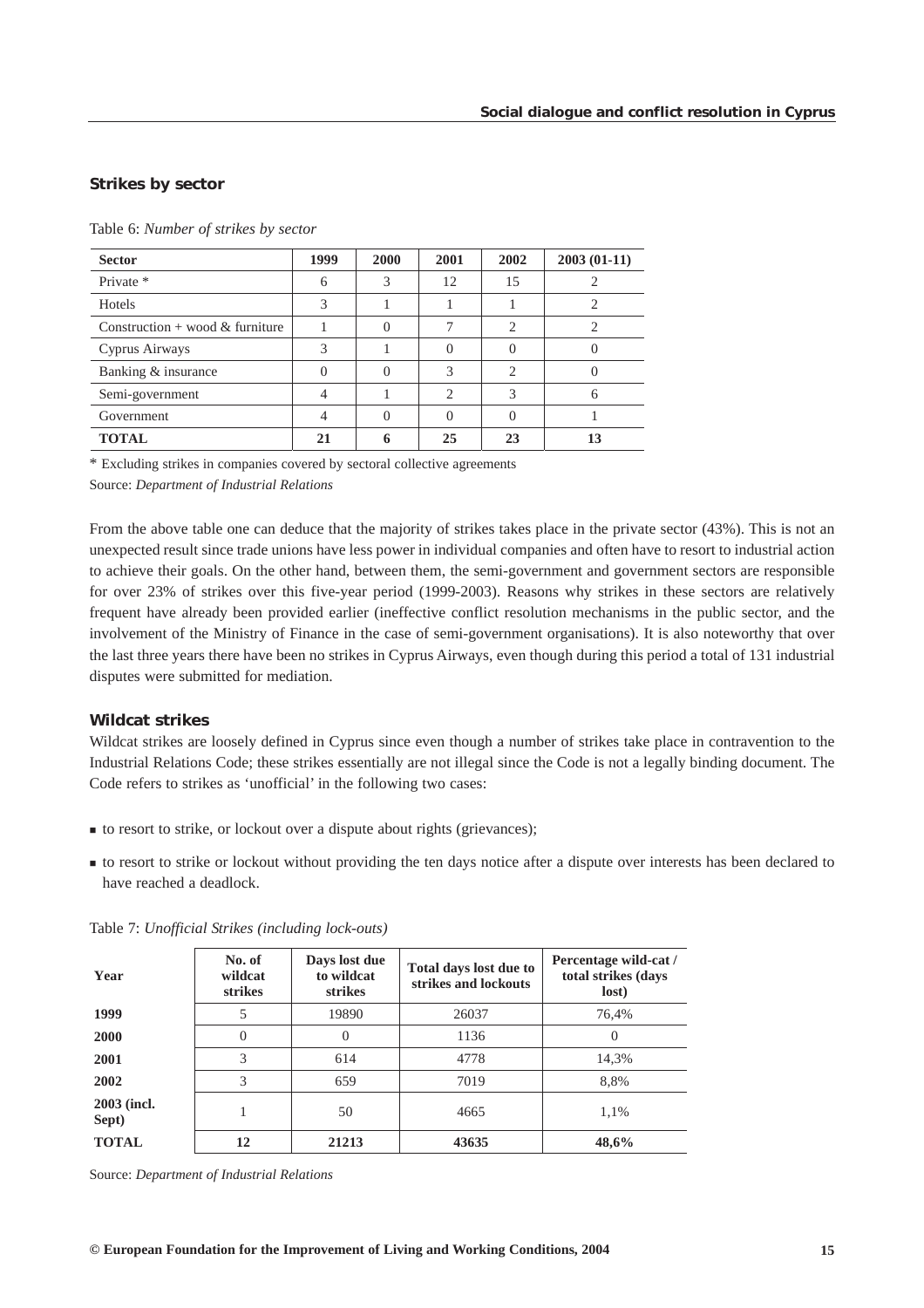### Strikes by sector

Table 6: *Number of strikes by sector*

| Sector | 1999 | 2000 | 2001 | 2002 | 2003 (01-11) |
|---|---|---|---|---|---|
| Private * | 6 | 3 | 12 | 15 | 2 |
| Hotels | 3 | 1 | 1 | 1 | 2 |
| Construction + wood & furniture | 1 | 0 | 7 | 2 | 2 |
| Cyprus Airways | 3 | 1 | 0 | 0 | 0 |
| Banking & insurance | 0 | 0 | 3 | 2 | 0 |
| Semi-government | 4 | 1 | 2 | 3 | 6 |
| Government | 4 | 0 | 0 | 0 | 1 |
| **TOTAL** | **21** | **6** | **25** | **23** | **13** |

\* Excluding strikes in companies covered by sectoral collective agreements

Source: *Department of Industrial Relations*

From the above table one can deduce that the majority of strikes takes place in the private sector (43%). This is not an unexpected result since trade unions have less power in individual companies and often have to resort to industrial action to achieve their goals. On the other hand, between them, the semi-government and government sectors are responsible for over 23% of strikes over this five-year period (1999-2003). Reasons why strikes in these sectors are relatively frequent have already been provided earlier (ineffective conflict resolution mechanisms in the public sector, and the involvement of the Ministry of Finance in the case of semi-government organisations). It is also noteworthy that over the last three years there have been no strikes in Cyprus Airways, even though during this period a total of 131 industrial disputes were submitted for mediation.

### Wildcat strikes

Wildcat strikes are loosely defined in Cyprus since even though a number of strikes take place in contravention to the Industrial Relations Code; these strikes essentially are not illegal since the Code is not a legally binding document. The Code refers to strikes as 'unofficial' in the following two cases:

- to resort to strike, or lockout over a dispute about rights (grievances);
- to resort to strike or lockout without providing the ten days notice after a dispute over interests has been declared to have reached a deadlock.

Table 7: *Unofficial Strikes (including lock-outs)*

| Year | No. of wildcat strikes | Days lost due to wildcat strikes | Total days lost due to strikes and lockouts | Percentage wild-cat / total strikes (days lost) |
|---|---|---|---|---|
| **1999** | 5 | 19890 | 26037 | 76,4% |
| **2000** | 0 | 0 | 1136 | 0 |
| **2001** | 3 | 614 | 4778 | 14,3% |
| **2002** | 3 | 659 | 7019 | 8,8% |
| **2003 (incl. Sept)** | 1 | 50 | 4665 | 1,1% |
| **TOTAL** | **12** | **21213** | **43635** | **48,6%** |

Source: *Department of Industrial Relations*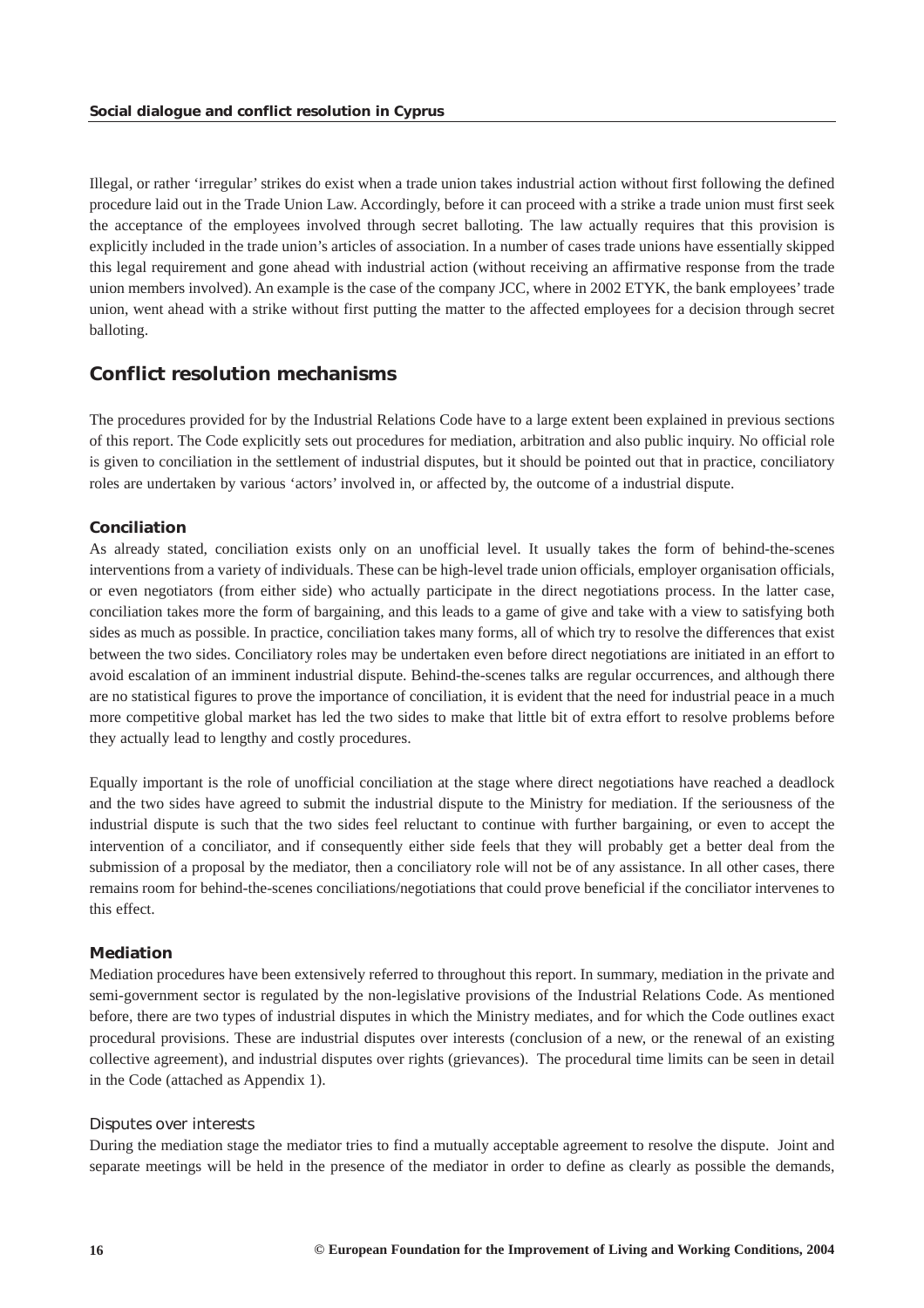Illegal, or rather 'irregular' strikes do exist when a trade union takes industrial action without first following the defined procedure laid out in the Trade Union Law. Accordingly, before it can proceed with a strike a trade union must first seek the acceptance of the employees involved through secret balloting. The law actually requires that this provision is explicitly included in the trade union's articles of association. In a number of cases trade unions have essentially skipped this legal requirement and gone ahead with industrial action (without receiving an affirmative response from the trade union members involved). An example is the case of the company JCC, where in 2002 ETYK, the bank employees' trade union, went ahead with a strike without first putting the matter to the affected employees for a decision through secret balloting.

## Conflict resolution mechanisms

The procedures provided for by the Industrial Relations Code have to a large extent been explained in previous sections of this report. The Code explicitly sets out procedures for mediation, arbitration and also public inquiry. No official role is given to conciliation in the settlement of industrial disputes, but it should be pointed out that in practice, conciliatory roles are undertaken by various 'actors' involved in, or affected by, the outcome of a industrial dispute.

### Conciliation

As already stated, conciliation exists only on an unofficial level. It usually takes the form of behind-the-scenes interventions from a variety of individuals. These can be high-level trade union officials, employer organisation officials, or even negotiators (from either side) who actually participate in the direct negotiations process. In the latter case, conciliation takes more the form of bargaining, and this leads to a game of give and take with a view to satisfying both sides as much as possible. In practice, conciliation takes many forms, all of which try to resolve the differences that exist between the two sides. Conciliatory roles may be undertaken even before direct negotiations are initiated in an effort to avoid escalation of an imminent industrial dispute. Behind-the-scenes talks are regular occurrences, and although there are no statistical figures to prove the importance of conciliation, it is evident that the need for industrial peace in a much more competitive global market has led the two sides to make that little bit of extra effort to resolve problems before they actually lead to lengthy and costly procedures.

Equally important is the role of unofficial conciliation at the stage where direct negotiations have reached a deadlock and the two sides have agreed to submit the industrial dispute to the Ministry for mediation. If the seriousness of the industrial dispute is such that the two sides feel reluctant to continue with further bargaining, or even to accept the intervention of a conciliator, and if consequently either side feels that they will probably get a better deal from the submission of a proposal by the mediator, then a conciliatory role will not be of any assistance. In all other cases, there remains room for behind-the-scenes conciliations/negotiations that could prove beneficial if the conciliator intervenes to this effect.

### Mediation

Mediation procedures have been extensively referred to throughout this report. In summary, mediation in the private and semi-government sector is regulated by the non-legislative provisions of the Industrial Relations Code. As mentioned before, there are two types of industrial disputes in which the Ministry mediates, and for which the Code outlines exact procedural provisions. These are industrial disputes over interests (conclusion of a new, or the renewal of an existing collective agreement), and industrial disputes over rights (grievances). The procedural time limits can be seen in detail in the Code (attached as Appendix 1).

#### Disputes over interests

During the mediation stage the mediator tries to find a mutually acceptable agreement to resolve the dispute. Joint and separate meetings will be held in the presence of the mediator in order to define as clearly as possible the demands,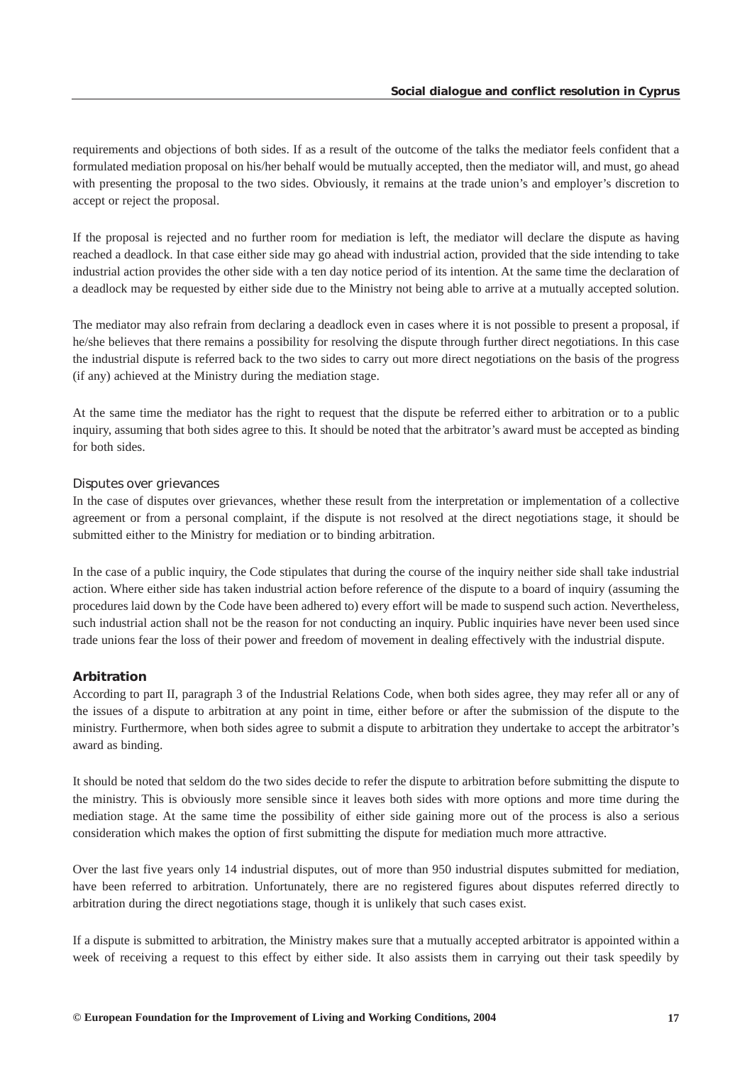requirements and objections of both sides. If as a result of the outcome of the talks the mediator feels confident that a formulated mediation proposal on his/her behalf would be mutually accepted, then the mediator will, and must, go ahead with presenting the proposal to the two sides. Obviously, it remains at the trade union's and employer's discretion to accept or reject the proposal.

If the proposal is rejected and no further room for mediation is left, the mediator will declare the dispute as having reached a deadlock. In that case either side may go ahead with industrial action, provided that the side intending to take industrial action provides the other side with a ten day notice period of its intention. At the same time the declaration of a deadlock may be requested by either side due to the Ministry not being able to arrive at a mutually accepted solution.

The mediator may also refrain from declaring a deadlock even in cases where it is not possible to present a proposal, if he/she believes that there remains a possibility for resolving the dispute through further direct negotiations. In this case the industrial dispute is referred back to the two sides to carry out more direct negotiations on the basis of the progress (if any) achieved at the Ministry during the mediation stage.

At the same time the mediator has the right to request that the dispute be referred either to arbitration or to a public inquiry, assuming that both sides agree to this. It should be noted that the arbitrator's award must be accepted as binding for both sides.

### Disputes over grievances

In the case of disputes over grievances, whether these result from the interpretation or implementation of a collective agreement or from a personal complaint, if the dispute is not resolved at the direct negotiations stage, it should be submitted either to the Ministry for mediation or to binding arbitration.

In the case of a public inquiry, the Code stipulates that during the course of the inquiry neither side shall take industrial action. Where either side has taken industrial action before reference of the dispute to a board of inquiry (assuming the procedures laid down by the Code have been adhered to) every effort will be made to suspend such action. Nevertheless, such industrial action shall not be the reason for not conducting an inquiry. Public inquiries have never been used since trade unions fear the loss of their power and freedom of movement in dealing effectively with the industrial dispute.

## Arbitration

According to part II, paragraph 3 of the Industrial Relations Code, when both sides agree, they may refer all or any of the issues of a dispute to arbitration at any point in time, either before or after the submission of the dispute to the ministry. Furthermore, when both sides agree to submit a dispute to arbitration they undertake to accept the arbitrator's award as binding.

It should be noted that seldom do the two sides decide to refer the dispute to arbitration before submitting the dispute to the ministry. This is obviously more sensible since it leaves both sides with more options and more time during the mediation stage. At the same time the possibility of either side gaining more out of the process is also a serious consideration which makes the option of first submitting the dispute for mediation much more attractive.

Over the last five years only 14 industrial disputes, out of more than 950 industrial disputes submitted for mediation, have been referred to arbitration. Unfortunately, there are no registered figures about disputes referred directly to arbitration during the direct negotiations stage, though it is unlikely that such cases exist.

If a dispute is submitted to arbitration, the Ministry makes sure that a mutually accepted arbitrator is appointed within a week of receiving a request to this effect by either side. It also assists them in carrying out their task speedily by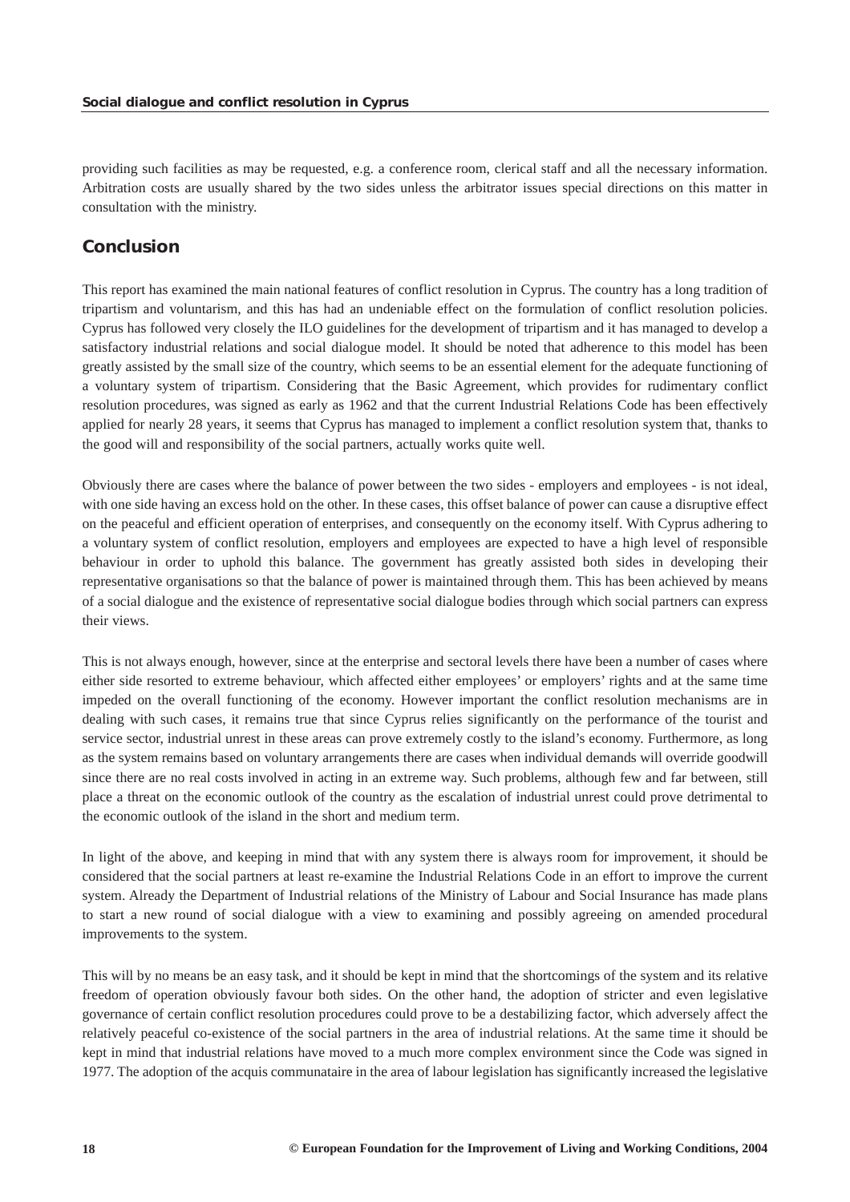providing such facilities as may be requested, e.g. a conference room, clerical staff and all the necessary information. Arbitration costs are usually shared by the two sides unless the arbitrator issues special directions on this matter in consultation with the ministry.

## Conclusion

This report has examined the main national features of conflict resolution in Cyprus. The country has a long tradition of tripartism and voluntarism, and this has had an undeniable effect on the formulation of conflict resolution policies. Cyprus has followed very closely the ILO guidelines for the development of tripartism and it has managed to develop a satisfactory industrial relations and social dialogue model. It should be noted that adherence to this model has been greatly assisted by the small size of the country, which seems to be an essential element for the adequate functioning of a voluntary system of tripartism. Considering that the Basic Agreement, which provides for rudimentary conflict resolution procedures, was signed as early as 1962 and that the current Industrial Relations Code has been effectively applied for nearly 28 years, it seems that Cyprus has managed to implement a conflict resolution system that, thanks to the good will and responsibility of the social partners, actually works quite well.

Obviously there are cases where the balance of power between the two sides - employers and employees - is not ideal, with one side having an excess hold on the other. In these cases, this offset balance of power can cause a disruptive effect on the peaceful and efficient operation of enterprises, and consequently on the economy itself. With Cyprus adhering to a voluntary system of conflict resolution, employers and employees are expected to have a high level of responsible behaviour in order to uphold this balance. The government has greatly assisted both sides in developing their representative organisations so that the balance of power is maintained through them. This has been achieved by means of a social dialogue and the existence of representative social dialogue bodies through which social partners can express their views.

This is not always enough, however, since at the enterprise and sectoral levels there have been a number of cases where either side resorted to extreme behaviour, which affected either employees' or employers' rights and at the same time impeded on the overall functioning of the economy. However important the conflict resolution mechanisms are in dealing with such cases, it remains true that since Cyprus relies significantly on the performance of the tourist and service sector, industrial unrest in these areas can prove extremely costly to the island's economy. Furthermore, as long as the system remains based on voluntary arrangements there are cases when individual demands will override goodwill since there are no real costs involved in acting in an extreme way. Such problems, although few and far between, still place a threat on the economic outlook of the country as the escalation of industrial unrest could prove detrimental to the economic outlook of the island in the short and medium term.

In light of the above, and keeping in mind that with any system there is always room for improvement, it should be considered that the social partners at least re-examine the Industrial Relations Code in an effort to improve the current system. Already the Department of Industrial relations of the Ministry of Labour and Social Insurance has made plans to start a new round of social dialogue with a view to examining and possibly agreeing on amended procedural improvements to the system.

This will by no means be an easy task, and it should be kept in mind that the shortcomings of the system and its relative freedom of operation obviously favour both sides. On the other hand, the adoption of stricter and even legislative governance of certain conflict resolution procedures could prove to be a destabilizing factor, which adversely affect the relatively peaceful co-existence of the social partners in the area of industrial relations. At the same time it should be kept in mind that industrial relations have moved to a much more complex environment since the Code was signed in 1977. The adoption of the acquis communataire in the area of labour legislation has significantly increased the legislative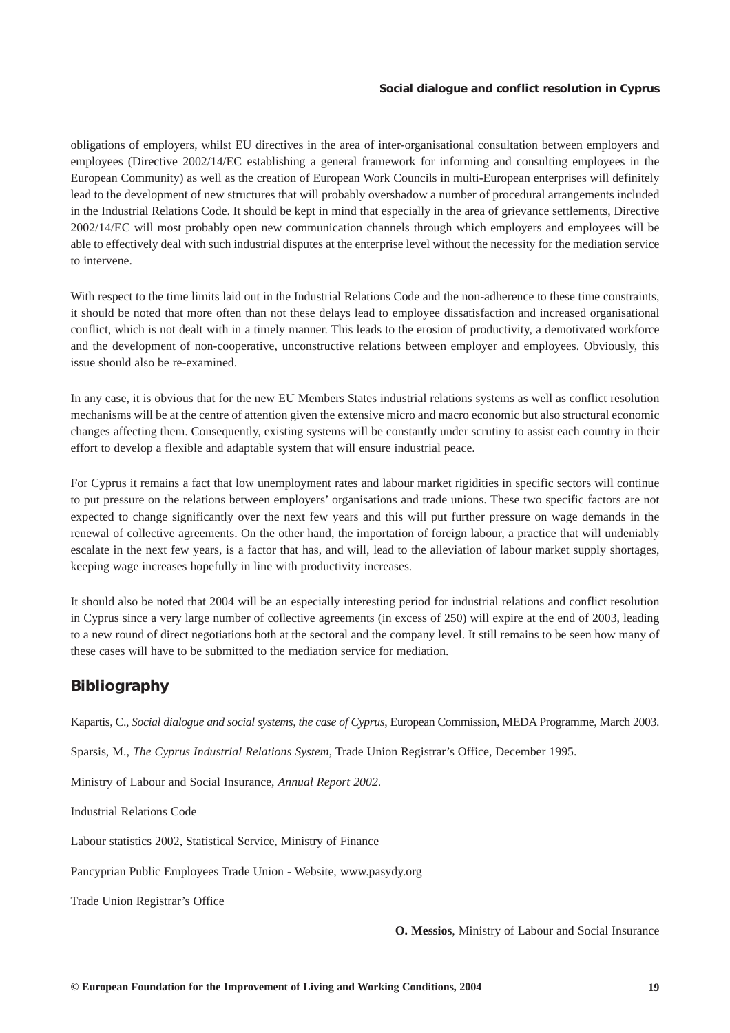obligations of employers, whilst EU directives in the area of inter-organisational consultation between employers and employees (Directive 2002/14/EC establishing a general framework for informing and consulting employees in the European Community) as well as the creation of European Work Councils in multi-European enterprises will definitely lead to the development of new structures that will probably overshadow a number of procedural arrangements included in the Industrial Relations Code. It should be kept in mind that especially in the area of grievance settlements, Directive 2002/14/EC will most probably open new communication channels through which employers and employees will be able to effectively deal with such industrial disputes at the enterprise level without the necessity for the mediation service to intervene.

With respect to the time limits laid out in the Industrial Relations Code and the non-adherence to these time constraints, it should be noted that more often than not these delays lead to employee dissatisfaction and increased organisational conflict, which is not dealt with in a timely manner. This leads to the erosion of productivity, a demotivated workforce and the development of non-cooperative, unconstructive relations between employer and employees. Obviously, this issue should also be re-examined.

In any case, it is obvious that for the new EU Members States industrial relations systems as well as conflict resolution mechanisms will be at the centre of attention given the extensive micro and macro economic but also structural economic changes affecting them. Consequently, existing systems will be constantly under scrutiny to assist each country in their effort to develop a flexible and adaptable system that will ensure industrial peace.

For Cyprus it remains a fact that low unemployment rates and labour market rigidities in specific sectors will continue to put pressure on the relations between employers' organisations and trade unions. These two specific factors are not expected to change significantly over the next few years and this will put further pressure on wage demands in the renewal of collective agreements. On the other hand, the importation of foreign labour, a practice that will undeniably escalate in the next few years, is a factor that has, and will, lead to the alleviation of labour market supply shortages, keeping wage increases hopefully in line with productivity increases.

It should also be noted that 2004 will be an especially interesting period for industrial relations and conflict resolution in Cyprus since a very large number of collective agreements (in excess of 250) will expire at the end of 2003, leading to a new round of direct negotiations both at the sectoral and the company level. It still remains to be seen how many of these cases will have to be submitted to the mediation service for mediation.

## Bibliography

Kapartis, C., *Social dialogue and social systems, the case of Cyprus*, European Commission, MEDA Programme, March 2003.

Sparsis, M., *The Cyprus Industrial Relations System*, Trade Union Registrar's Office, December 1995.

Ministry of Labour and Social Insurance, *Annual Report 2002*.

Industrial Relations Code

Labour statistics 2002, Statistical Service, Ministry of Finance

Pancyprian Public Employees Trade Union - Website, www.pasydy.org

Trade Union Registrar's Office

**O. Messios**, Ministry of Labour and Social Insurance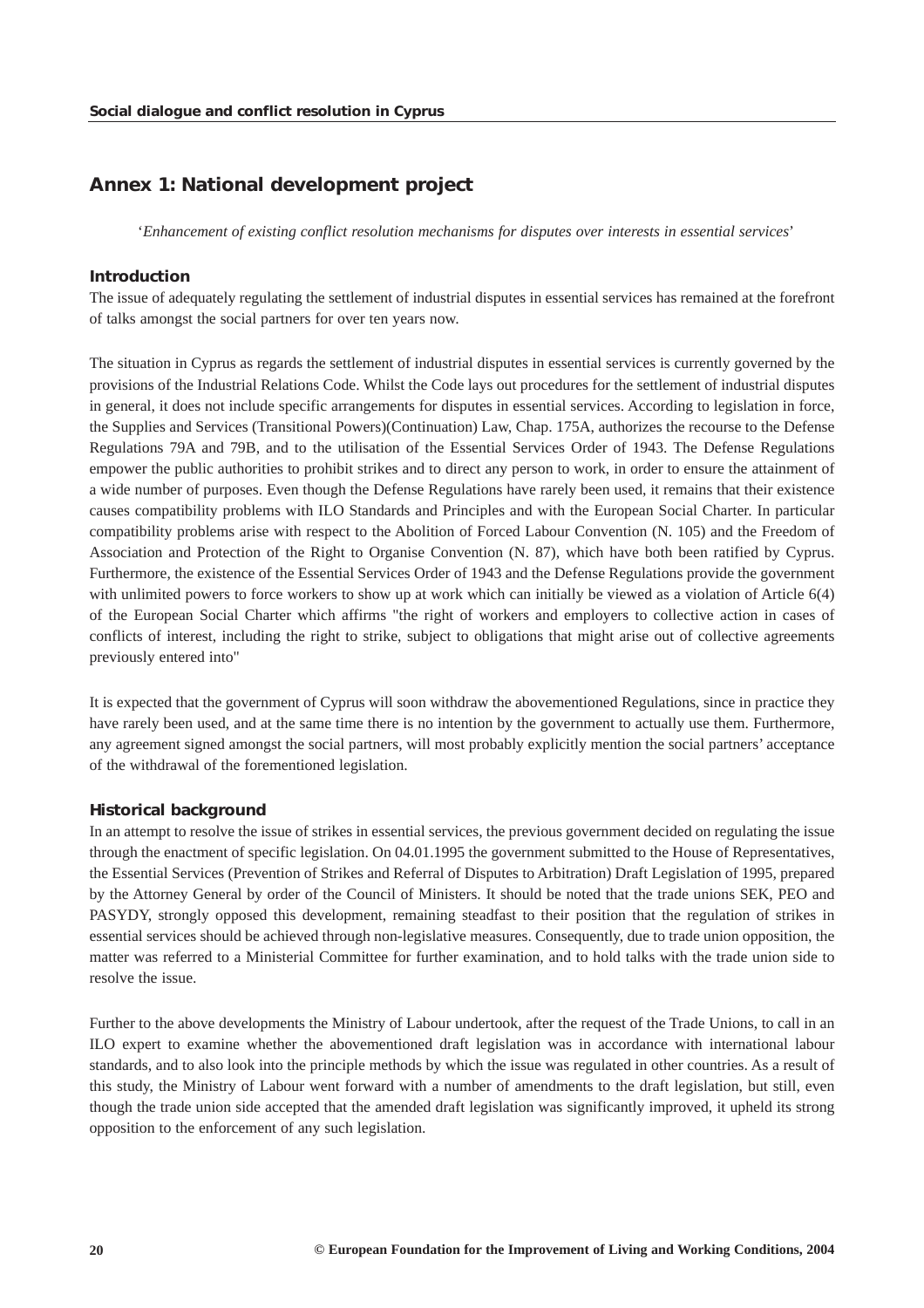## Annex 1: National development project

'*Enhancement of existing conflict resolution mechanisms for disputes over interests in essential services*'

### Introduction

The issue of adequately regulating the settlement of industrial disputes in essential services has remained at the forefront of talks amongst the social partners for over ten years now.

The situation in Cyprus as regards the settlement of industrial disputes in essential services is currently governed by the provisions of the Industrial Relations Code. Whilst the Code lays out procedures for the settlement of industrial disputes in general, it does not include specific arrangements for disputes in essential services. According to legislation in force, the Supplies and Services (Transitional Powers)(Continuation) Law, Chap. 175A, authorizes the recourse to the Defense Regulations 79A and 79B, and to the utilisation of the Essential Services Order of 1943. The Defense Regulations empower the public authorities to prohibit strikes and to direct any person to work, in order to ensure the attainment of a wide number of purposes. Even though the Defense Regulations have rarely been used, it remains that their existence causes compatibility problems with ILO Standards and Principles and with the European Social Charter. In particular compatibility problems arise with respect to the Abolition of Forced Labour Convention (N. 105) and the Freedom of Association and Protection of the Right to Organise Convention (N. 87), which have both been ratified by Cyprus. Furthermore, the existence of the Essential Services Order of 1943 and the Defense Regulations provide the government with unlimited powers to force workers to show up at work which can initially be viewed as a violation of Article 6(4) of the European Social Charter which affirms "the right of workers and employers to collective action in cases of conflicts of interest, including the right to strike, subject to obligations that might arise out of collective agreements previously entered into"

It is expected that the government of Cyprus will soon withdraw the abovementioned Regulations, since in practice they have rarely been used, and at the same time there is no intention by the government to actually use them. Furthermore, any agreement signed amongst the social partners, will most probably explicitly mention the social partners' acceptance of the withdrawal of the forementioned legislation.

### Historical background

In an attempt to resolve the issue of strikes in essential services, the previous government decided on regulating the issue through the enactment of specific legislation. On 04.01.1995 the government submitted to the House of Representatives, the Essential Services (Prevention of Strikes and Referral of Disputes to Arbitration) Draft Legislation of 1995, prepared by the Attorney General by order of the Council of Ministers. It should be noted that the trade unions SEK, PEO and PASYDY, strongly opposed this development, remaining steadfast to their position that the regulation of strikes in essential services should be achieved through non-legislative measures. Consequently, due to trade union opposition, the matter was referred to a Ministerial Committee for further examination, and to hold talks with the trade union side to resolve the issue.

Further to the above developments the Ministry of Labour undertook, after the request of the Trade Unions, to call in an ILO expert to examine whether the abovementioned draft legislation was in accordance with international labour standards, and to also look into the principle methods by which the issue was regulated in other countries. As a result of this study, the Ministry of Labour went forward with a number of amendments to the draft legislation, but still, even though the trade union side accepted that the amended draft legislation was significantly improved, it upheld its strong opposition to the enforcement of any such legislation.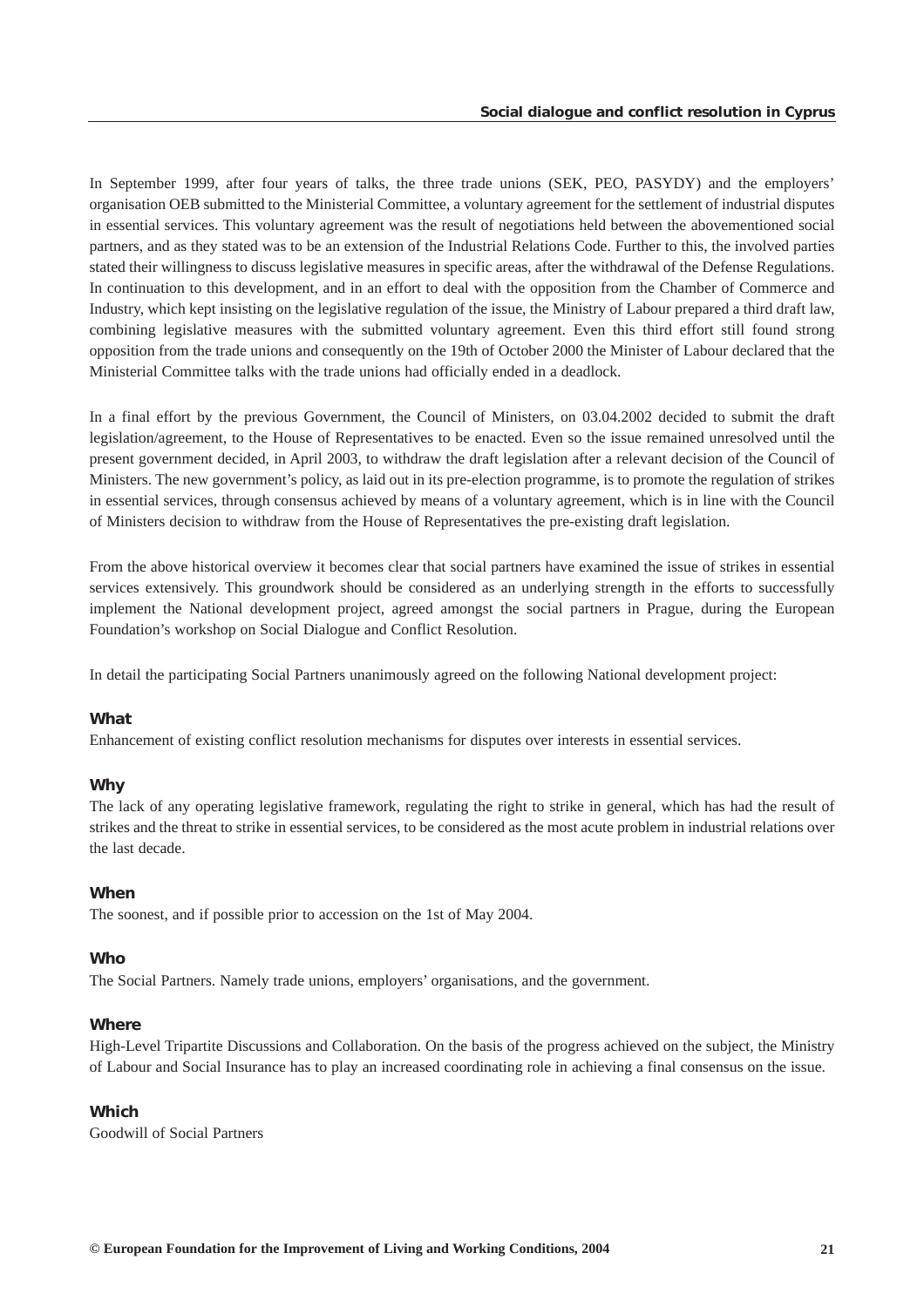In September 1999, after four years of talks, the three trade unions (SEK, PEO, PASYDY) and the employers' organisation OEB submitted to the Ministerial Committee, a voluntary agreement for the settlement of industrial disputes in essential services. This voluntary agreement was the result of negotiations held between the abovementioned social partners, and as they stated was to be an extension of the Industrial Relations Code. Further to this, the involved parties stated their willingness to discuss legislative measures in specific areas, after the withdrawal of the Defense Regulations. In continuation to this development, and in an effort to deal with the opposition from the Chamber of Commerce and Industry, which kept insisting on the legislative regulation of the issue, the Ministry of Labour prepared a third draft law, combining legislative measures with the submitted voluntary agreement. Even this third effort still found strong opposition from the trade unions and consequently on the 19th of October 2000 the Minister of Labour declared that the Ministerial Committee talks with the trade unions had officially ended in a deadlock.

In a final effort by the previous Government, the Council of Ministers, on 03.04.2002 decided to submit the draft legislation/agreement, to the House of Representatives to be enacted. Even so the issue remained unresolved until the present government decided, in April 2003, to withdraw the draft legislation after a relevant decision of the Council of Ministers. The new government's policy, as laid out in its pre-election programme, is to promote the regulation of strikes in essential services, through consensus achieved by means of a voluntary agreement, which is in line with the Council of Ministers decision to withdraw from the House of Representatives the pre-existing draft legislation.

From the above historical overview it becomes clear that social partners have examined the issue of strikes in essential services extensively. This groundwork should be considered as an underlying strength in the efforts to successfully implement the National development project, agreed amongst the social partners in Prague, during the European Foundation's workshop on Social Dialogue and Conflict Resolution.

In detail the participating Social Partners unanimously agreed on the following National development project:

**What**

Enhancement of existing conflict resolution mechanisms for disputes over interests in essential services.

**Why**

The lack of any operating legislative framework, regulating the right to strike in general, which has had the result of strikes and the threat to strike in essential services, to be considered as the most acute problem in industrial relations over the last decade.

**When**

The soonest, and if possible prior to accession on the 1st of May 2004.

**Who**

The Social Partners. Namely trade unions, employers' organisations, and the government.

**Where**

High-Level Tripartite Discussions and Collaboration. On the basis of the progress achieved on the subject, the Ministry of Labour and Social Insurance has to play an increased coordinating role in achieving a final consensus on the issue.

**Which**

Goodwill of Social Partners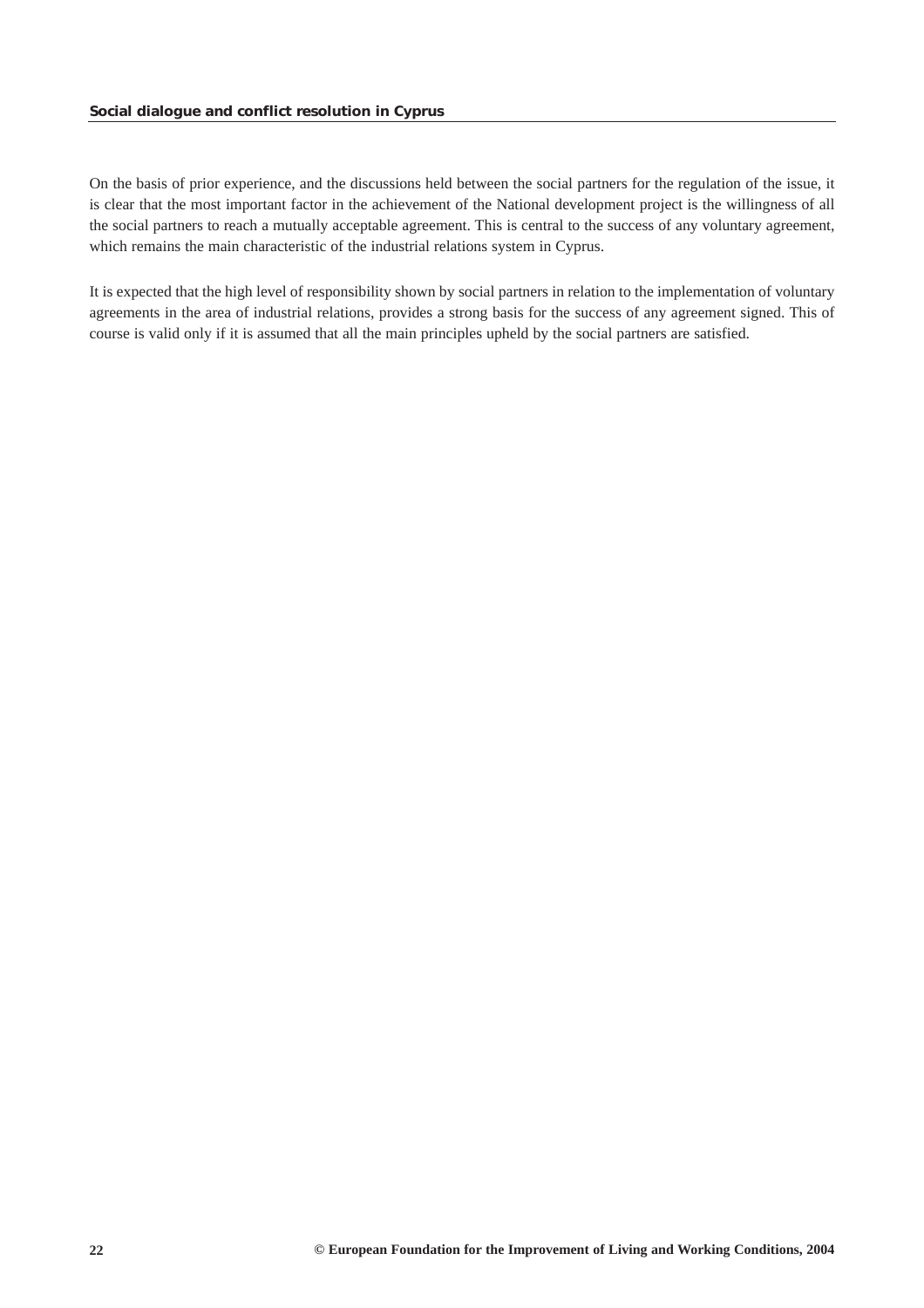On the basis of prior experience, and the discussions held between the social partners for the regulation of the issue, it is clear that the most important factor in the achievement of the National development project is the willingness of all the social partners to reach a mutually acceptable agreement. This is central to the success of any voluntary agreement, which remains the main characteristic of the industrial relations system in Cyprus.

It is expected that the high level of responsibility shown by social partners in relation to the implementation of voluntary agreements in the area of industrial relations, provides a strong basis for the success of any agreement signed. This of course is valid only if it is assumed that all the main principles upheld by the social partners are satisfied.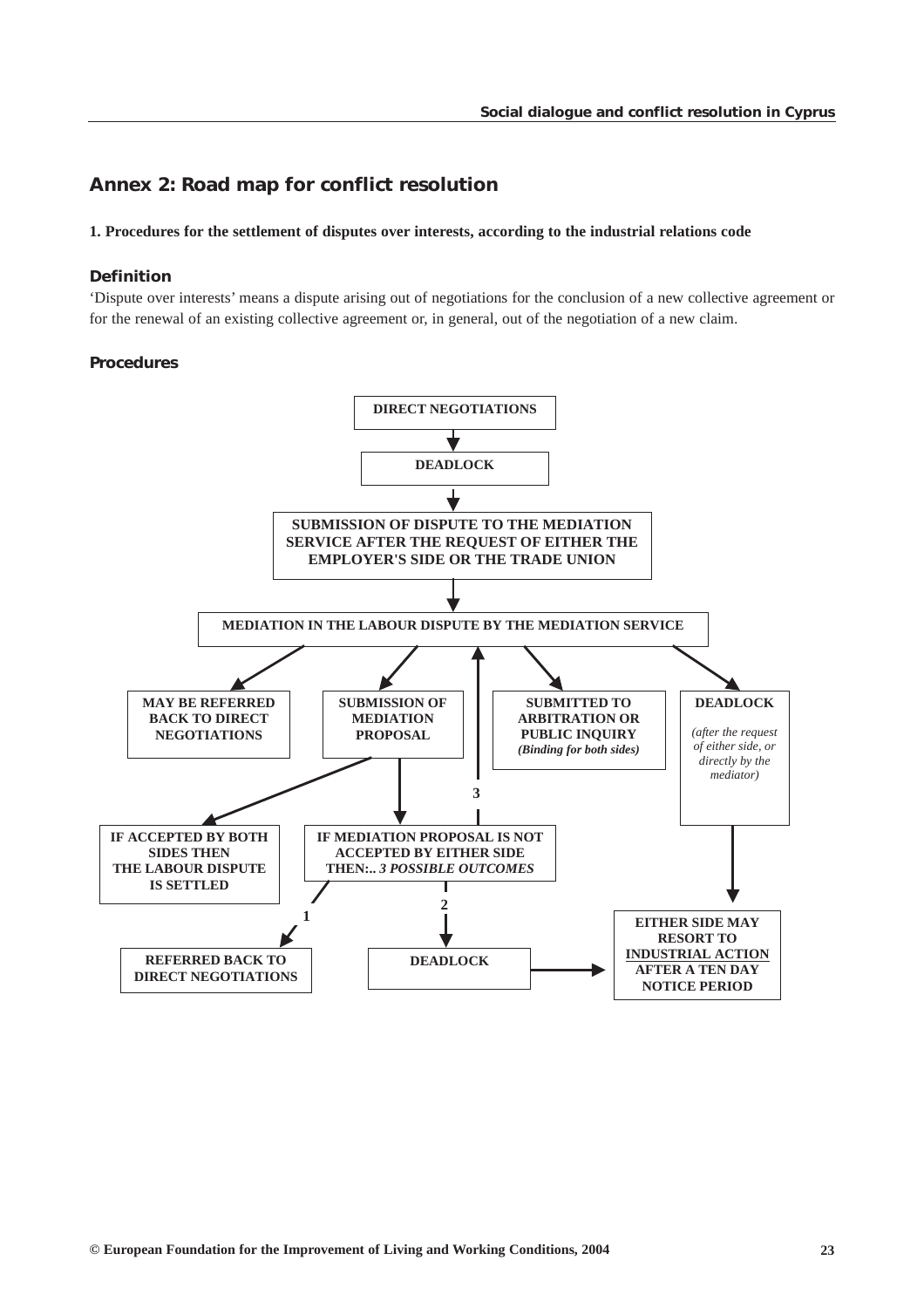## Annex 2: Road map for conflict resolution

**1. Procedures for the settlement of disputes over interests, according to the industrial relations code**

### Definition

'Dispute over interests' means a dispute arising out of negotiations for the conclusion of a new collective agreement or for the renewal of an existing collective agreement or, in general, out of the negotiation of a new claim.

### Procedures

**DIRECT NEGOTIATIONS**

↓

**DEADLOCK**

↓

**SUBMISSION OF DISPUTE TO THE MEDIATION SERVICE AFTER THE REQUEST OF EITHER THE EMPLOYER'S SIDE OR THE TRADE UNION**

↓

**MEDIATION IN THE LABOUR DISPUTE BY THE MEDIATION SERVICE**

- **MAY BE REFERRED BACK TO DIRECT NEGOTIATIONS**
- **SUBMISSION OF MEDIATION PROPOSAL**
  - **IF ACCEPTED BY BOTH SIDES THEN THE LABOUR DISPUTE IS SETTLED**
  - **IF MEDIATION PROPOSAL IS NOT ACCEPTED BY EITHER SIDE THEN:..** ***3 POSSIBLE OUTCOMES***
    - 1 → **REFERRED BACK TO DIRECT NEGOTIATIONS**
    - 2 → **DEADLOCK** → **EITHER SIDE MAY RESORT TO <u>INDUSTRIAL ACTION</u> AFTER A TEN DAY NOTICE PERIOD**
    - 3 → back to **MEDIATION IN THE LABOUR DISPUTE BY THE MEDIATION SERVICE**
- **SUBMITTED TO ARBITRATION OR PUBLIC INQUIRY** ***(Binding for both sides)***
- **DEADLOCK** *(after the request of either side, or directly by the mediator)* → **EITHER SIDE MAY RESORT TO <u>INDUSTRIAL ACTION</u> AFTER A TEN DAY NOTICE PERIOD**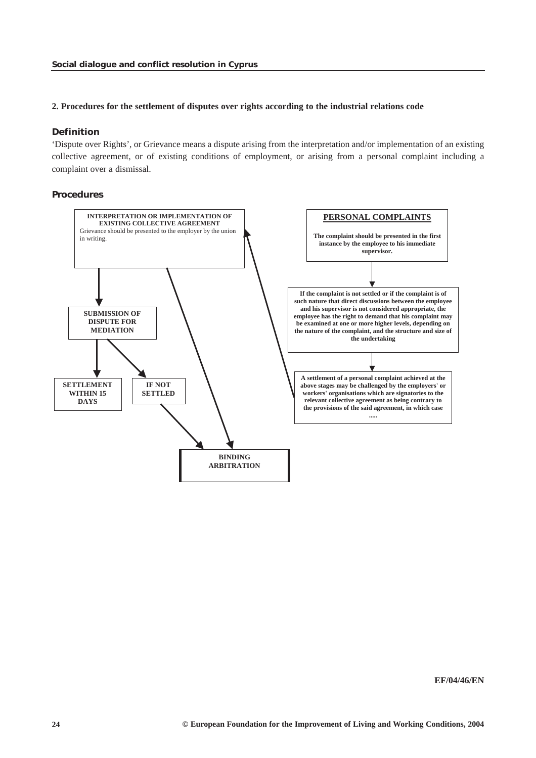## 2. Procedures for the settlement of disputes over rights according to the industrial relations code

### Definition

'Dispute over Rights', or Grievance means a dispute arising from the interpretation and/or implementation of an existing collective agreement, or of existing conditions of employment, or arising from a personal complaint including a complaint over a dismissal.

### Procedures

**INTERPRETATION OR IMPLEMENTATION OF EXISTING COLLECTIVE AGREEMENT**
Grievance should be presented to the employer by the union in writing.

**SUBMISSION OF DISPUTE FOR MEDIATION**

**SETTLEMENT WITHIN 15 DAYS**

**IF NOT SETTLED**

**BINDING ARBITRATION**

**PERSONAL COMPLAINTS**

**The complaint should be presented in the first instance by the employee to his immediate supervisor.**

**If the complaint is not settled or if the complaint is of such nature that direct discussions between the employee and his supervisor is not considered appropriate, the employee has the right to demand that his complaint may be examined at one or more higher levels, depending on the nature of the complaint, and the structure and size of the undertaking**

**A settlement of a personal complaint achieved at the above stages may be challenged by the employers' or workers' organisations which are signatories to the relevant collective agreement as being contrary to the provisions of the said agreement, in which case .....**

EF/04/46/EN

© European Foundation for the Improvement of Living and Working Conditions, 2004